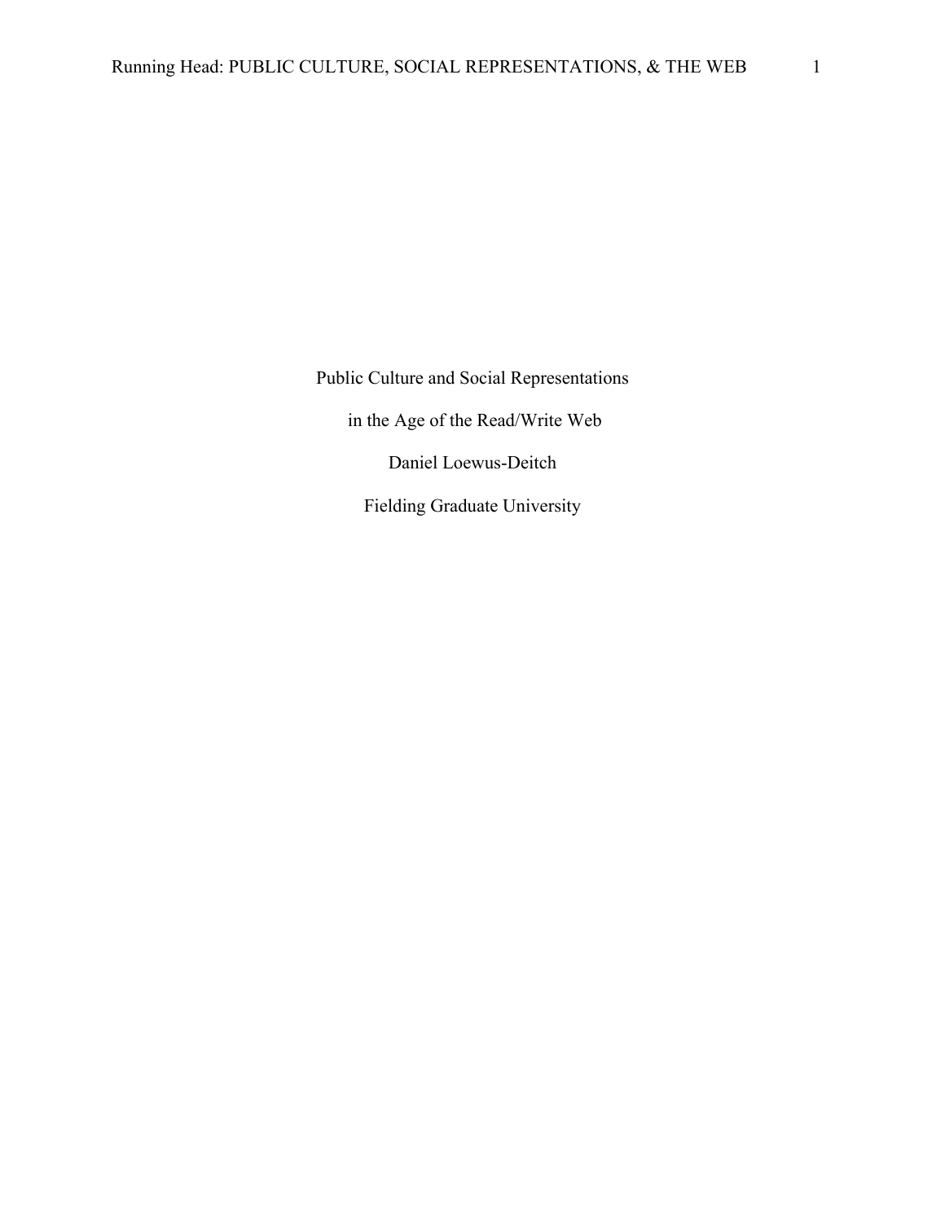# Public Culture and Social Representations in the Age of the Read/Write Web

Daniel Loewus-Deitch

Fielding Graduate University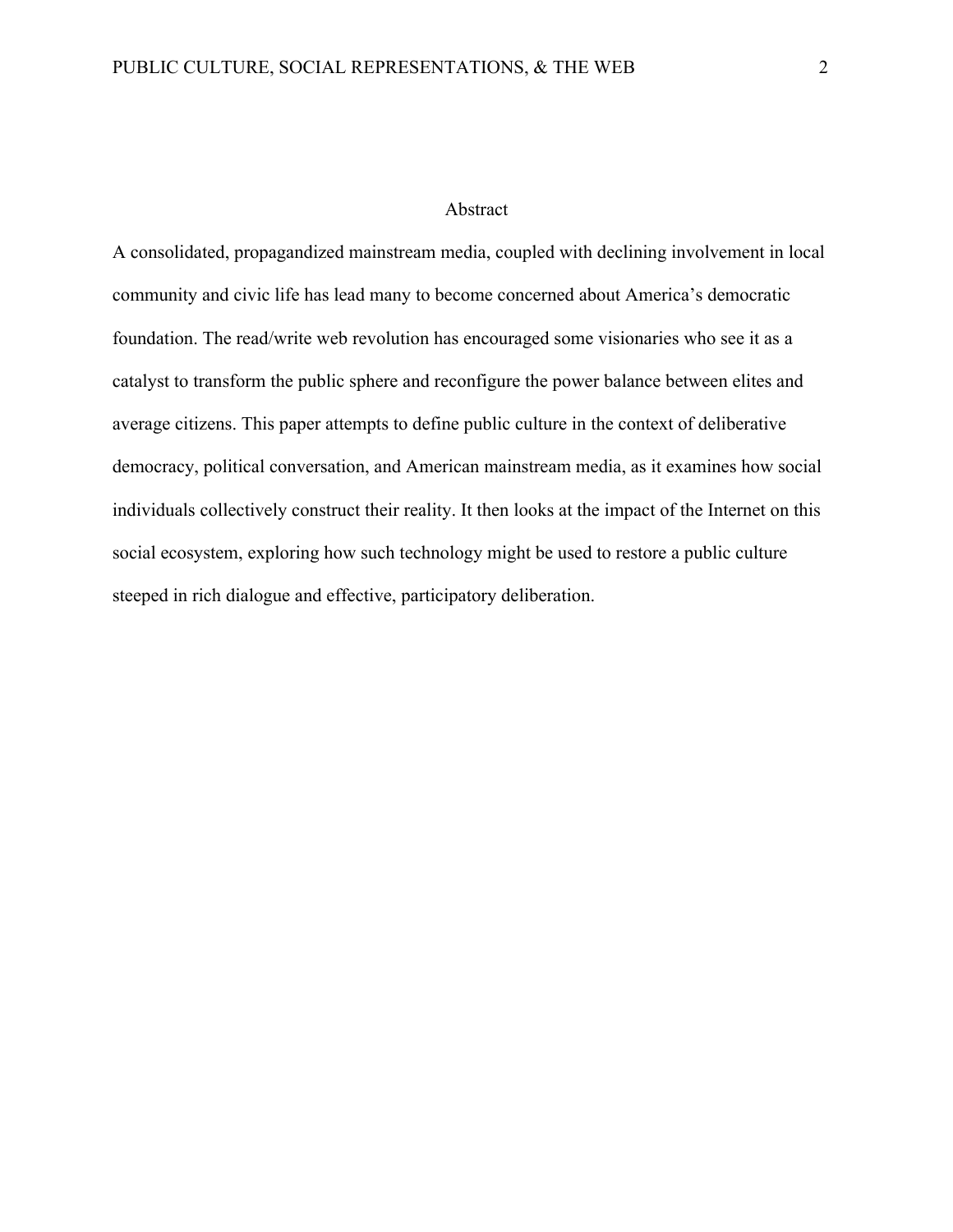# Abstract

A consolidated, propagandized mainstream media, coupled with declining involvement in local community and civic life has lead many to become concerned about America's democratic foundation. The read/write web revolution has encouraged some visionaries who see it as a catalyst to transform the public sphere and reconfigure the power balance between elites and average citizens. This paper attempts to define public culture in the context of deliberative democracy, political conversation, and American mainstream media, as it examines how social individuals collectively construct their reality. It then looks at the impact of the Internet on this social ecosystem, exploring how such technology might be used to restore a public culture steeped in rich dialogue and effective, participatory deliberation.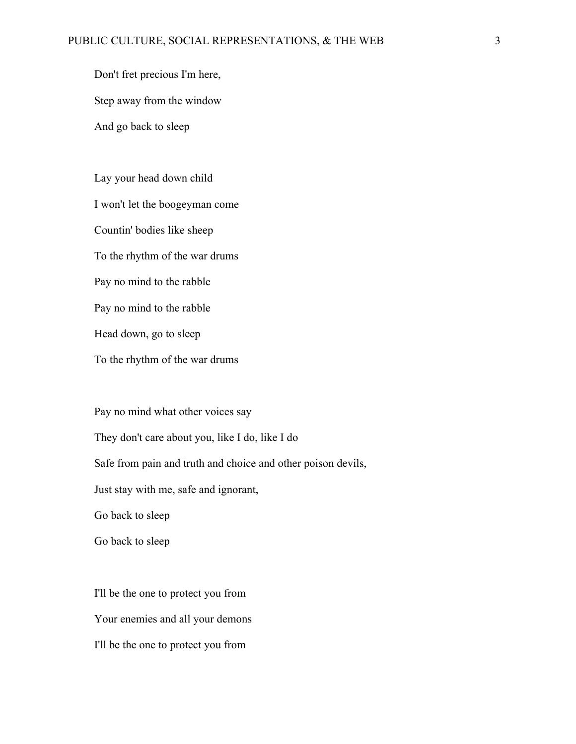Don't fret precious I'm here,

Step away from the window

And go back to sleep

Lay your head down child

I won't let the boogeyman come

Countin' bodies like sheep

To the rhythm of the war drums

Pay no mind to the rabble

Pay no mind to the rabble

Head down, go to sleep

To the rhythm of the war drums

Pay no mind what other voices say

They don't care about you, like I do, like I do

Safe from pain and truth and choice and other poison devils,

Just stay with me, safe and ignorant,

Go back to sleep

Go back to sleep

I'll be the one to protect you from

Your enemies and all your demons

I'll be the one to protect you from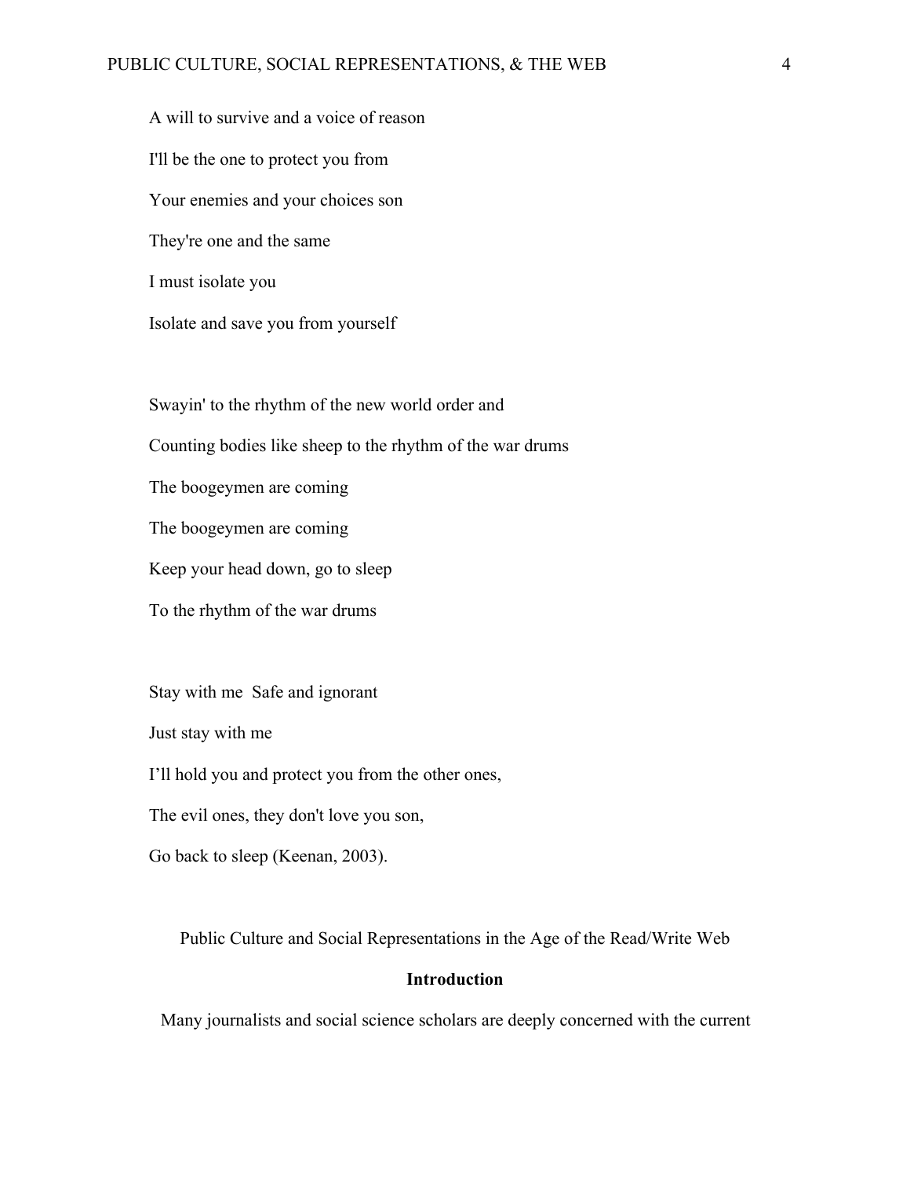A will to survive and a voice of reason

I'll be the one to protect you from

Your enemies and your choices son

They're one and the same

I must isolate you

Isolate and save you from yourself

Swayin' to the rhythm of the new world order and

Counting bodies like sheep to the rhythm of the war drums

The boogeymen are coming

The boogeymen are coming

Keep your head down, go to sleep

To the rhythm of the war drums

Stay with me  Safe and ignorant

Just stay with me

I'll hold you and protect you from the other ones,

The evil ones, they don't love you son,

Go back to sleep (Keenan, 2003).

## Public Culture and Social Representations in the Age of the Read/Write Web

### Introduction

Many journalists and social science scholars are deeply concerned with the current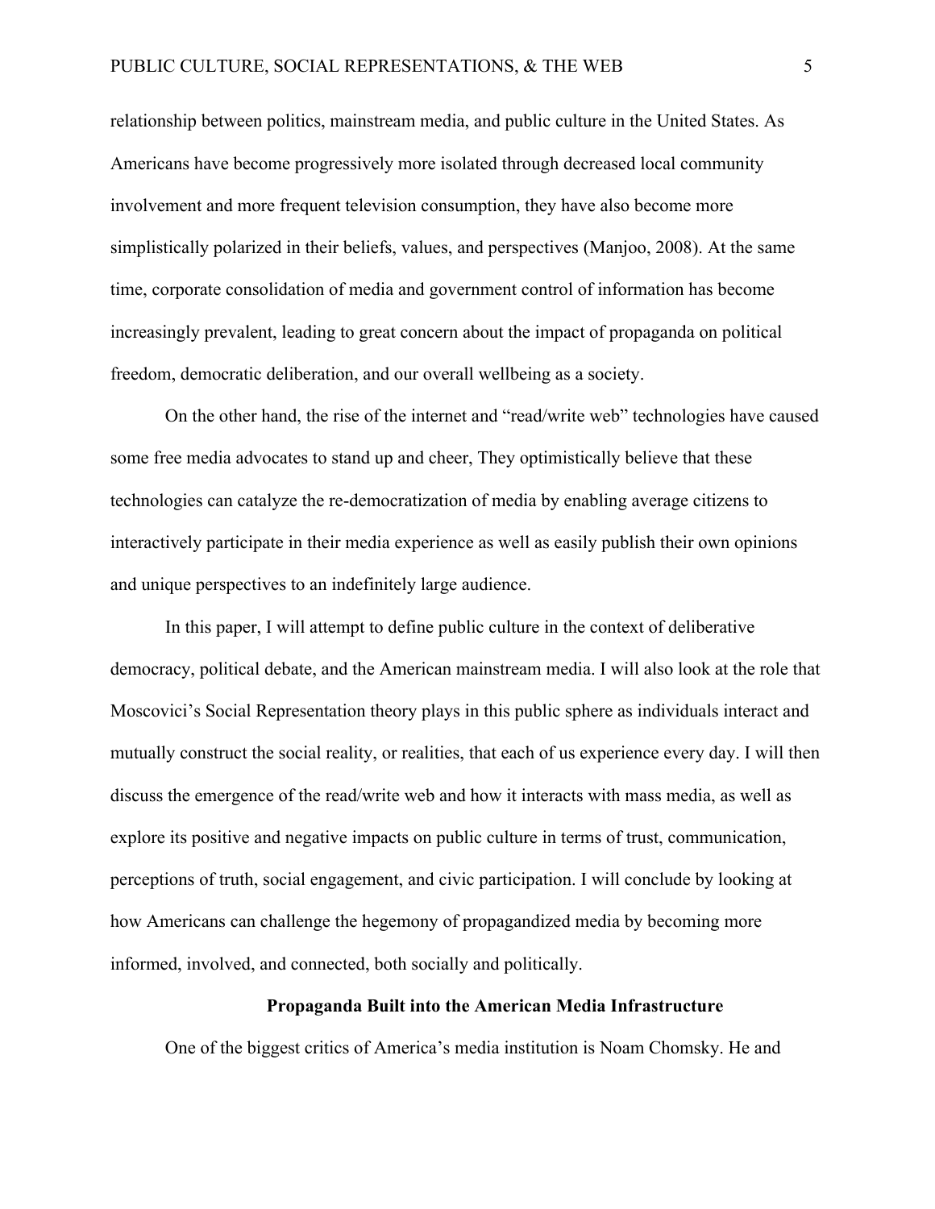relationship between politics, mainstream media, and public culture in the United States. As Americans have become progressively more isolated through decreased local community involvement and more frequent television consumption, they have also become more simplistically polarized in their beliefs, values, and perspectives (Manjoo, 2008). At the same time, corporate consolidation of media and government control of information has become increasingly prevalent, leading to great concern about the impact of propaganda on political freedom, democratic deliberation, and our overall wellbeing as a society.

On the other hand, the rise of the internet and "read/write web" technologies have caused some free media advocates to stand up and cheer, They optimistically believe that these technologies can catalyze the re-democratization of media by enabling average citizens to interactively participate in their media experience as well as easily publish their own opinions and unique perspectives to an indefinitely large audience.

In this paper, I will attempt to define public culture in the context of deliberative democracy, political debate, and the American mainstream media. I will also look at the role that Moscovici's Social Representation theory plays in this public sphere as individuals interact and mutually construct the social reality, or realities, that each of us experience every day. I will then discuss the emergence of the read/write web and how it interacts with mass media, as well as explore its positive and negative impacts on public culture in terms of trust, communication, perceptions of truth, social engagement, and civic participation. I will conclude by looking at how Americans can challenge the hegemony of propagandized media by becoming more informed, involved, and connected, both socially and politically.

## Propaganda Built into the American Media Infrastructure

One of the biggest critics of America's media institution is Noam Chomsky. He and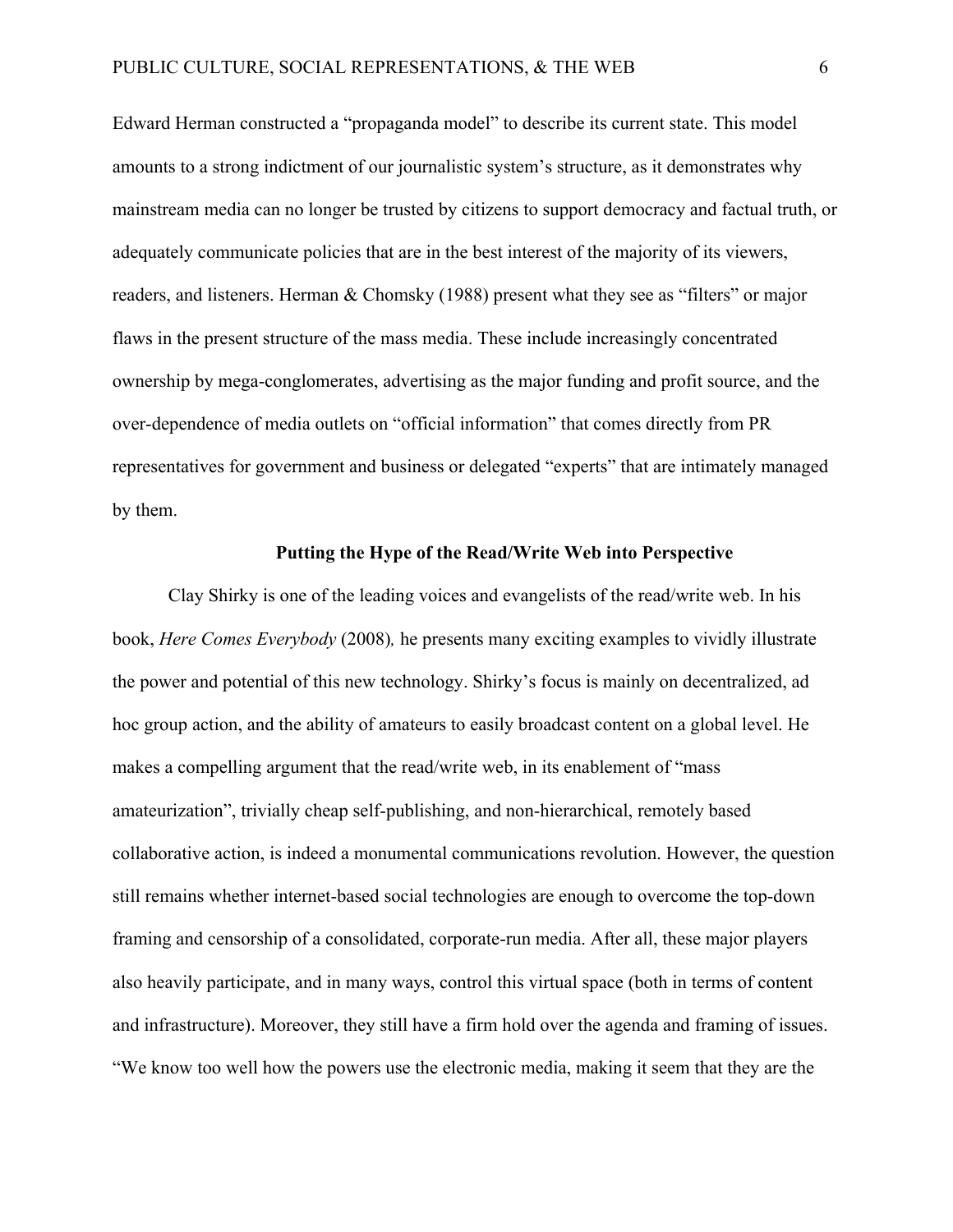Edward Herman constructed a "propaganda model" to describe its current state. This model amounts to a strong indictment of our journalistic system's structure, as it demonstrates why mainstream media can no longer be trusted by citizens to support democracy and factual truth, or adequately communicate policies that are in the best interest of the majority of its viewers, readers, and listeners. Herman & Chomsky (1988) present what they see as "filters" or major flaws in the present structure of the mass media. These include increasingly concentrated ownership by mega-conglomerates, advertising as the major funding and profit source, and the over-dependence of media outlets on "official information" that comes directly from PR representatives for government and business or delegated "experts" that are intimately managed by them.

## Putting the Hype of the Read/Write Web into Perspective

Clay Shirky is one of the leading voices and evangelists of the read/write web. In his book, *Here Comes Everybody* (2008), he presents many exciting examples to vividly illustrate the power and potential of this new technology. Shirky's focus is mainly on decentralized, ad hoc group action, and the ability of amateurs to easily broadcast content on a global level. He makes a compelling argument that the read/write web, in its enablement of "mass amateurization", trivially cheap self-publishing, and non-hierarchical, remotely based collaborative action, is indeed a monumental communications revolution. However, the question still remains whether internet-based social technologies are enough to overcome the top-down framing and censorship of a consolidated, corporate-run media. After all, these major players also heavily participate, and in many ways, control this virtual space (both in terms of content and infrastructure). Moreover, they still have a firm hold over the agenda and framing of issues. "We know too well how the powers use the electronic media, making it seem that they are the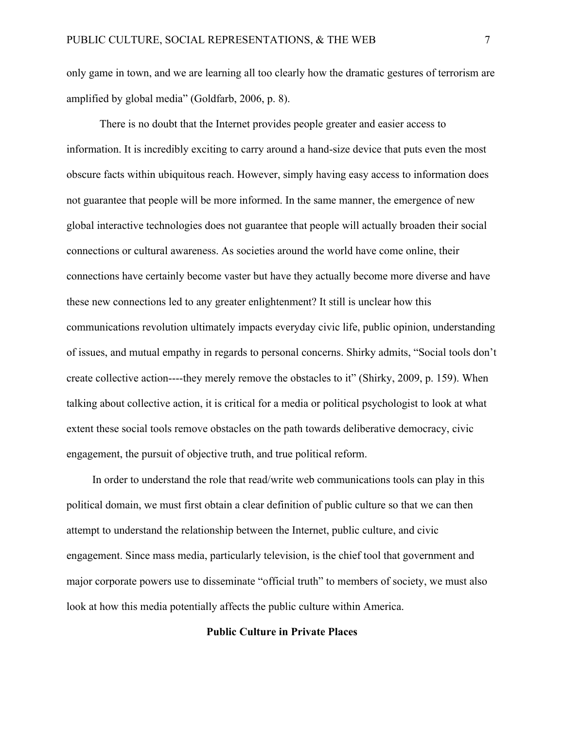only game in town, and we are learning all too clearly how the dramatic gestures of terrorism are amplified by global media" (Goldfarb, 2006, p. 8).

There is no doubt that the Internet provides people greater and easier access to information. It is incredibly exciting to carry around a hand-size device that puts even the most obscure facts within ubiquitous reach. However, simply having easy access to information does not guarantee that people will be more informed. In the same manner, the emergence of new global interactive technologies does not guarantee that people will actually broaden their social connections or cultural awareness. As societies around the world have come online, their connections have certainly become vaster but have they actually become more diverse and have these new connections led to any greater enlightenment? It still is unclear how this communications revolution ultimately impacts everyday civic life, public opinion, understanding of issues, and mutual empathy in regards to personal concerns. Shirky admits, "Social tools don't create collective action----they merely remove the obstacles to it" (Shirky, 2009, p. 159). When talking about collective action, it is critical for a media or political psychologist to look at what extent these social tools remove obstacles on the path towards deliberative democracy, civic engagement, the pursuit of objective truth, and true political reform.

In order to understand the role that read/write web communications tools can play in this political domain, we must first obtain a clear definition of public culture so that we can then attempt to understand the relationship between the Internet, public culture, and civic engagement. Since mass media, particularly television, is the chief tool that government and major corporate powers use to disseminate "official truth" to members of society, we must also look at how this media potentially affects the public culture within America.

## Public Culture in Private Places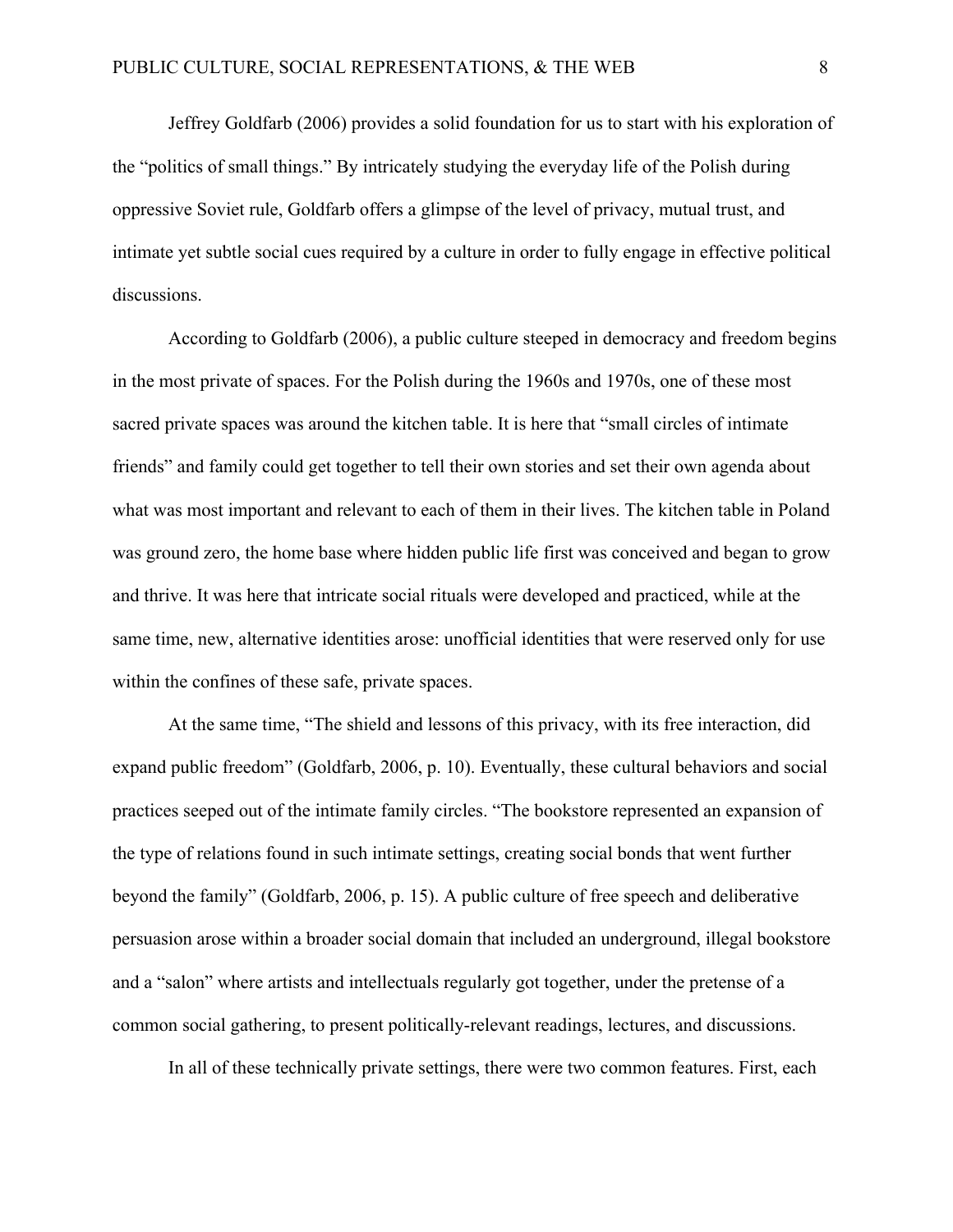Jeffrey Goldfarb (2006) provides a solid foundation for us to start with his exploration of the “politics of small things.” By intricately studying the everyday life of the Polish during oppressive Soviet rule, Goldfarb offers a glimpse of the level of privacy, mutual trust, and intimate yet subtle social cues required by a culture in order to fully engage in effective political discussions.

According to Goldfarb (2006), a public culture steeped in democracy and freedom begins in the most private of spaces. For the Polish during the 1960s and 1970s, one of these most sacred private spaces was around the kitchen table. It is here that “small circles of intimate friends” and family could get together to tell their own stories and set their own agenda about what was most important and relevant to each of them in their lives. The kitchen table in Poland was ground zero, the home base where hidden public life first was conceived and began to grow and thrive. It was here that intricate social rituals were developed and practiced, while at the same time, new, alternative identities arose: unofficial identities that were reserved only for use within the confines of these safe, private spaces.

At the same time, “The shield and lessons of this privacy, with its free interaction, did expand public freedom” (Goldfarb, 2006, p. 10). Eventually, these cultural behaviors and social practices seeped out of the intimate family circles. “The bookstore represented an expansion of the type of relations found in such intimate settings, creating social bonds that went further beyond the family” (Goldfarb, 2006, p. 15). A public culture of free speech and deliberative persuasion arose within a broader social domain that included an underground, illegal bookstore and a “salon” where artists and intellectuals regularly got together, under the pretense of a common social gathering, to present politically-relevant readings, lectures, and discussions.

In all of these technically private settings, there were two common features. First, each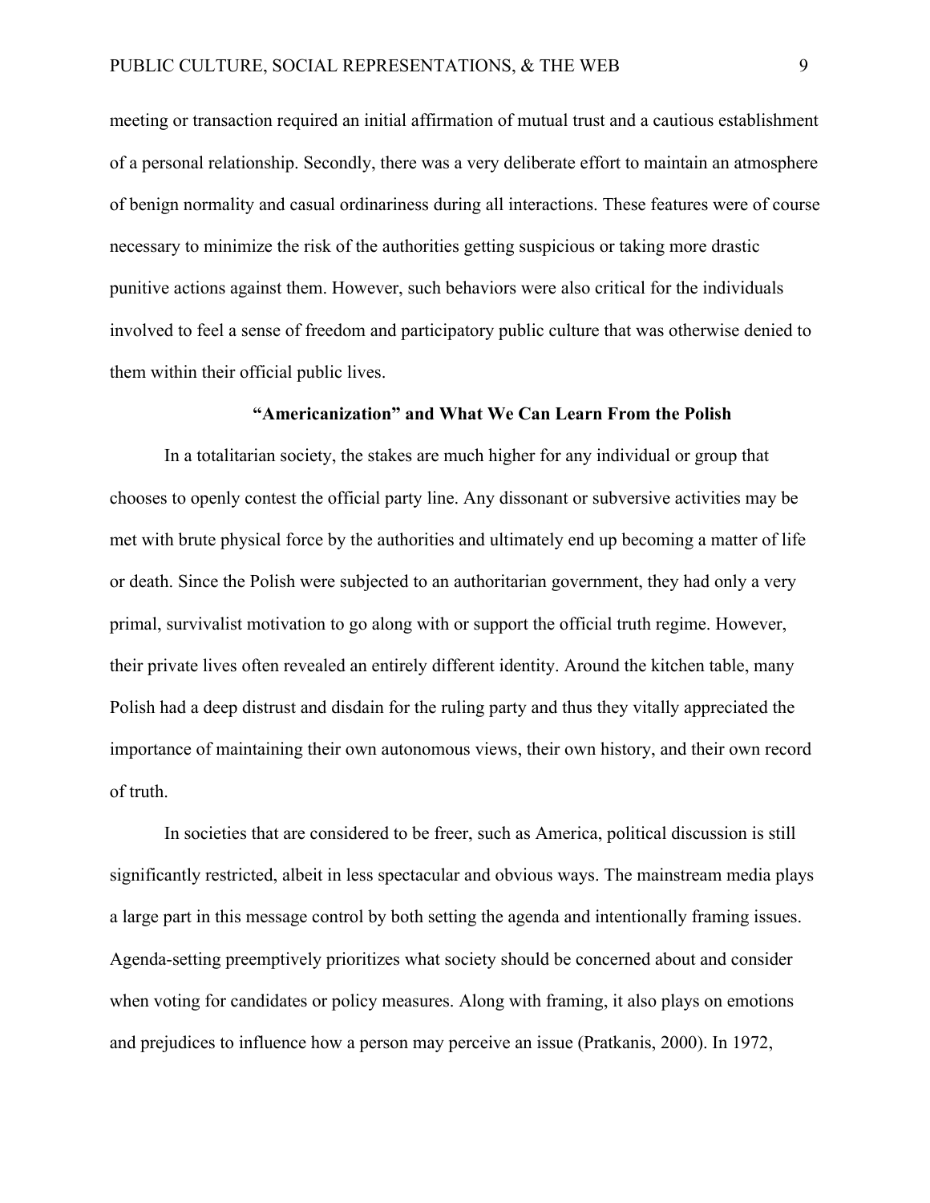meeting or transaction required an initial affirmation of mutual trust and a cautious establishment of a personal relationship. Secondly, there was a very deliberate effort to maintain an atmosphere of benign normality and casual ordinariness during all interactions. These features were of course necessary to minimize the risk of the authorities getting suspicious or taking more drastic punitive actions against them. However, such behaviors were also critical for the individuals involved to feel a sense of freedom and participatory public culture that was otherwise denied to them within their official public lives.

## "Americanization" and What We Can Learn From the Polish

In a totalitarian society, the stakes are much higher for any individual or group that chooses to openly contest the official party line. Any dissonant or subversive activities may be met with brute physical force by the authorities and ultimately end up becoming a matter of life or death. Since the Polish were subjected to an authoritarian government, they had only a very primal, survivalist motivation to go along with or support the official truth regime. However, their private lives often revealed an entirely different identity. Around the kitchen table, many Polish had a deep distrust and disdain for the ruling party and thus they vitally appreciated the importance of maintaining their own autonomous views, their own history, and their own record of truth.

In societies that are considered to be freer, such as America, political discussion is still significantly restricted, albeit in less spectacular and obvious ways. The mainstream media plays a large part in this message control by both setting the agenda and intentionally framing issues. Agenda-setting preemptively prioritizes what society should be concerned about and consider when voting for candidates or policy measures. Along with framing, it also plays on emotions and prejudices to influence how a person may perceive an issue (Pratkanis, 2000). In 1972,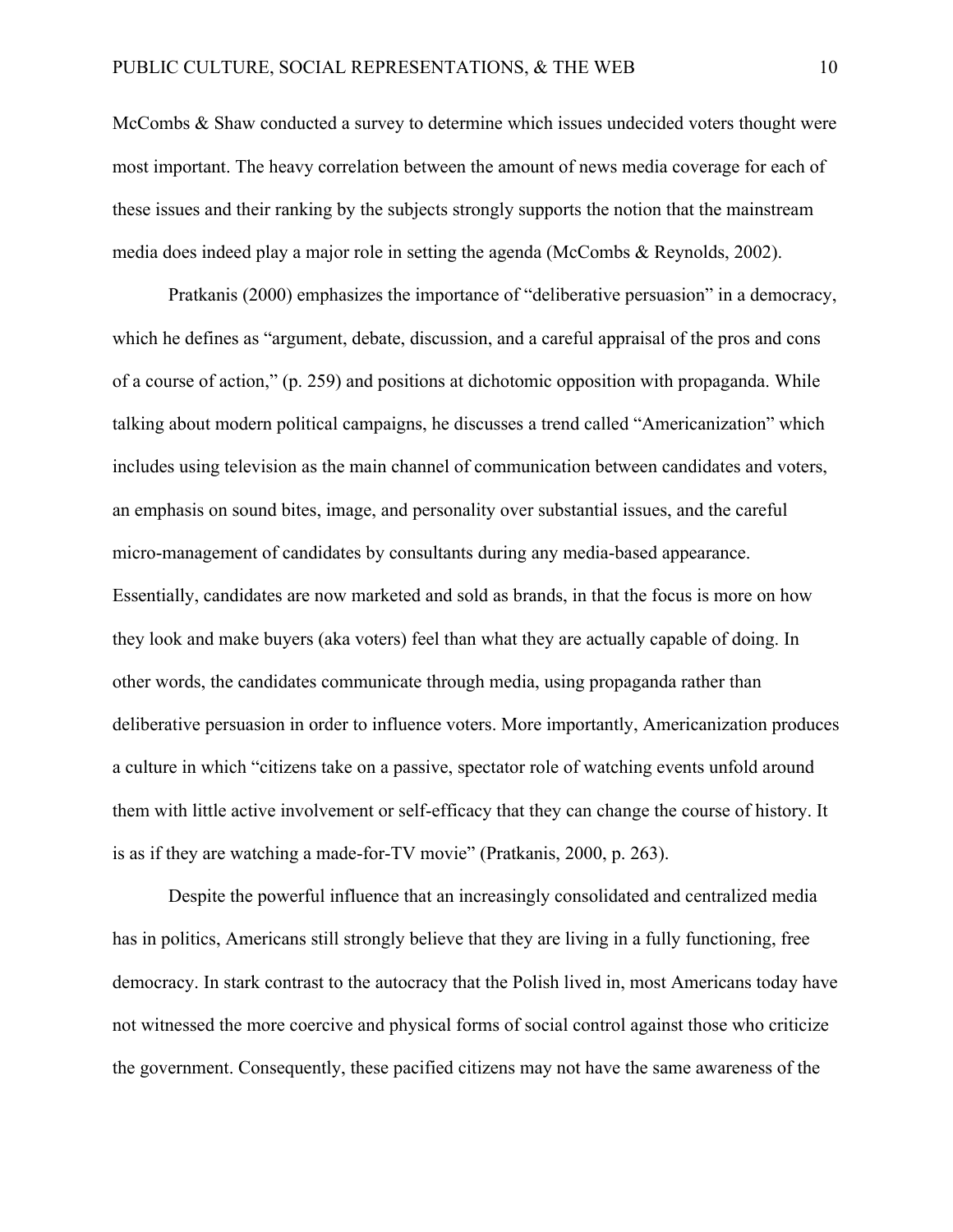McCombs & Shaw conducted a survey to determine which issues undecided voters thought were most important. The heavy correlation between the amount of news media coverage for each of these issues and their ranking by the subjects strongly supports the notion that the mainstream media does indeed play a major role in setting the agenda (McCombs & Reynolds, 2002).

Pratkanis (2000) emphasizes the importance of "deliberative persuasion" in a democracy, which he defines as "argument, debate, discussion, and a careful appraisal of the pros and cons of a course of action," (p. 259) and positions at dichotomic opposition with propaganda. While talking about modern political campaigns, he discusses a trend called "Americanization" which includes using television as the main channel of communication between candidates and voters, an emphasis on sound bites, image, and personality over substantial issues, and the careful micro-management of candidates by consultants during any media-based appearance. Essentially, candidates are now marketed and sold as brands, in that the focus is more on how they look and make buyers (aka voters) feel than what they are actually capable of doing. In other words, the candidates communicate through media, using propaganda rather than deliberative persuasion in order to influence voters. More importantly, Americanization produces a culture in which "citizens take on a passive, spectator role of watching events unfold around them with little active involvement or self-efficacy that they can change the course of history. It is as if they are watching a made-for-TV movie" (Pratkanis, 2000, p. 263).

Despite the powerful influence that an increasingly consolidated and centralized media has in politics, Americans still strongly believe that they are living in a fully functioning, free democracy. In stark contrast to the autocracy that the Polish lived in, most Americans today have not witnessed the more coercive and physical forms of social control against those who criticize the government. Consequently, these pacified citizens may not have the same awareness of the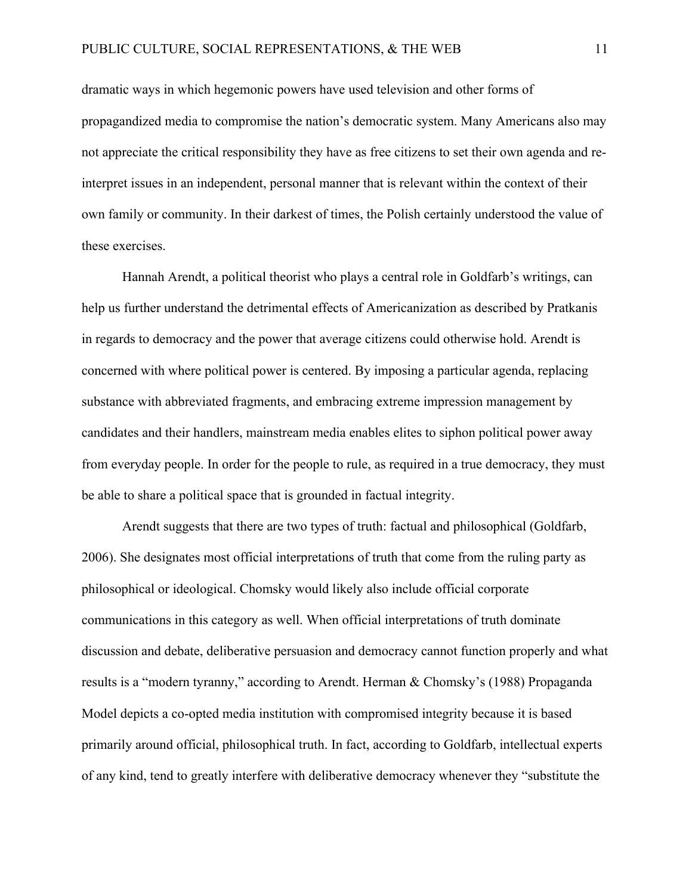dramatic ways in which hegemonic powers have used television and other forms of propagandized media to compromise the nation's democratic system. Many Americans also may not appreciate the critical responsibility they have as free citizens to set their own agenda and re-interpret issues in an independent, personal manner that is relevant within the context of their own family or community. In their darkest of times, the Polish certainly understood the value of these exercises.

Hannah Arendt, a political theorist who plays a central role in Goldfarb's writings, can help us further understand the detrimental effects of Americanization as described by Pratkanis in regards to democracy and the power that average citizens could otherwise hold. Arendt is concerned with where political power is centered. By imposing a particular agenda, replacing substance with abbreviated fragments, and embracing extreme impression management by candidates and their handlers, mainstream media enables elites to siphon political power away from everyday people. In order for the people to rule, as required in a true democracy, they must be able to share a political space that is grounded in factual integrity.

Arendt suggests that there are two types of truth: factual and philosophical (Goldfarb, 2006). She designates most official interpretations of truth that come from the ruling party as philosophical or ideological. Chomsky would likely also include official corporate communications in this category as well. When official interpretations of truth dominate discussion and debate, deliberative persuasion and democracy cannot function properly and what results is a "modern tyranny," according to Arendt. Herman & Chomsky's (1988) Propaganda Model depicts a co-opted media institution with compromised integrity because it is based primarily around official, philosophical truth. In fact, according to Goldfarb, intellectual experts of any kind, tend to greatly interfere with deliberative democracy whenever they "substitute the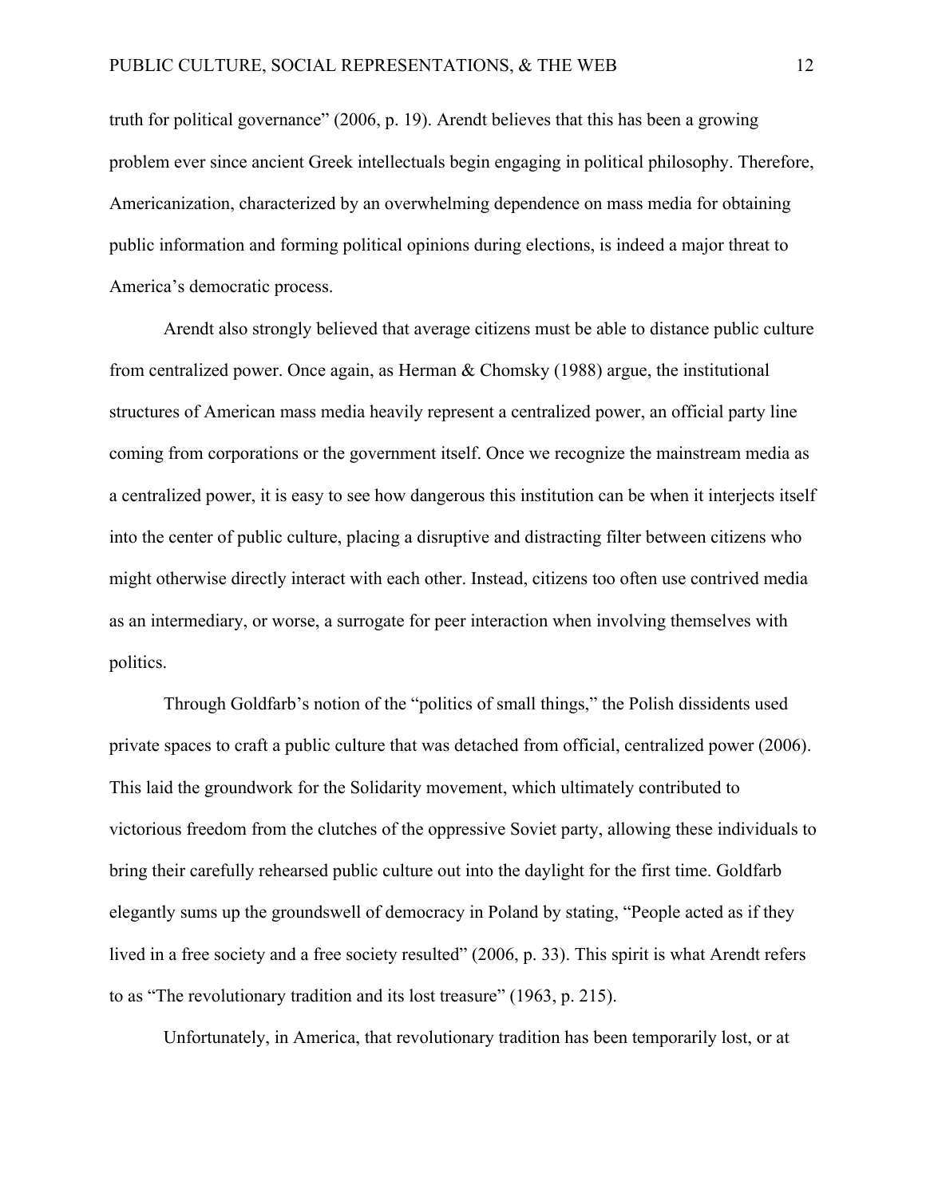truth for political governance" (2006, p. 19). Arendt believes that this has been a growing problem ever since ancient Greek intellectuals begin engaging in political philosophy. Therefore, Americanization, characterized by an overwhelming dependence on mass media for obtaining public information and forming political opinions during elections, is indeed a major threat to America's democratic process.

Arendt also strongly believed that average citizens must be able to distance public culture from centralized power. Once again, as Herman & Chomsky (1988) argue, the institutional structures of American mass media heavily represent a centralized power, an official party line coming from corporations or the government itself. Once we recognize the mainstream media as a centralized power, it is easy to see how dangerous this institution can be when it interjects itself into the center of public culture, placing a disruptive and distracting filter between citizens who might otherwise directly interact with each other. Instead, citizens too often use contrived media as an intermediary, or worse, a surrogate for peer interaction when involving themselves with politics.

Through Goldfarb's notion of the "politics of small things," the Polish dissidents used private spaces to craft a public culture that was detached from official, centralized power (2006). This laid the groundwork for the Solidarity movement, which ultimately contributed to victorious freedom from the clutches of the oppressive Soviet party, allowing these individuals to bring their carefully rehearsed public culture out into the daylight for the first time. Goldfarb elegantly sums up the groundswell of democracy in Poland by stating, "People acted as if they lived in a free society and a free society resulted" (2006, p. 33). This spirit is what Arendt refers to as "The revolutionary tradition and its lost treasure" (1963, p. 215).

Unfortunately, in America, that revolutionary tradition has been temporarily lost, or at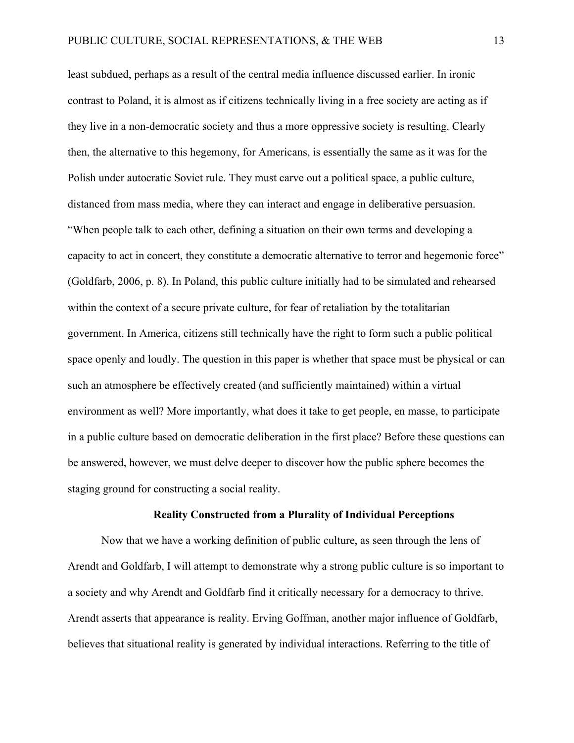least subdued, perhaps as a result of the central media influence discussed earlier. In ironic contrast to Poland, it is almost as if citizens technically living in a free society are acting as if they live in a non-democratic society and thus a more oppressive society is resulting. Clearly then, the alternative to this hegemony, for Americans, is essentially the same as it was for the Polish under autocratic Soviet rule. They must carve out a political space, a public culture, distanced from mass media, where they can interact and engage in deliberative persuasion. "When people talk to each other, defining a situation on their own terms and developing a capacity to act in concert, they constitute a democratic alternative to terror and hegemonic force" (Goldfarb, 2006, p. 8). In Poland, this public culture initially had to be simulated and rehearsed within the context of a secure private culture, for fear of retaliation by the totalitarian government. In America, citizens still technically have the right to form such a public political space openly and loudly. The question in this paper is whether that space must be physical or can such an atmosphere be effectively created (and sufficiently maintained) within a virtual environment as well? More importantly, what does it take to get people, en masse, to participate in a public culture based on democratic deliberation in the first place? Before these questions can be answered, however, we must delve deeper to discover how the public sphere becomes the staging ground for constructing a social reality.

## Reality Constructed from a Plurality of Individual Perceptions

Now that we have a working definition of public culture, as seen through the lens of Arendt and Goldfarb, I will attempt to demonstrate why a strong public culture is so important to a society and why Arendt and Goldfarb find it critically necessary for a democracy to thrive. Arendt asserts that appearance is reality. Erving Goffman, another major influence of Goldfarb, believes that situational reality is generated by individual interactions. Referring to the title of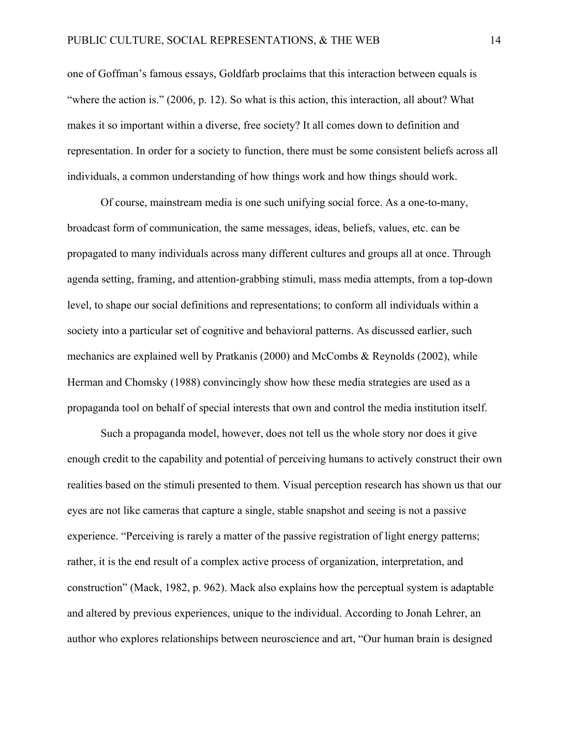one of Goffman's famous essays, Goldfarb proclaims that this interaction between equals is "where the action is." (2006, p. 12). So what is this action, this interaction, all about? What makes it so important within a diverse, free society? It all comes down to definition and representation. In order for a society to function, there must be some consistent beliefs across all individuals, a common understanding of how things work and how things should work.

Of course, mainstream media is one such unifying social force. As a one-to-many, broadcast form of communication, the same messages, ideas, beliefs, values, etc. can be propagated to many individuals across many different cultures and groups all at once. Through agenda setting, framing, and attention-grabbing stimuli, mass media attempts, from a top-down level, to shape our social definitions and representations; to conform all individuals within a society into a particular set of cognitive and behavioral patterns. As discussed earlier, such mechanics are explained well by Pratkanis (2000) and McCombs & Reynolds (2002), while Herman and Chomsky (1988) convincingly show how these media strategies are used as a propaganda tool on behalf of special interests that own and control the media institution itself.

Such a propaganda model, however, does not tell us the whole story nor does it give enough credit to the capability and potential of perceiving humans to actively construct their own realities based on the stimuli presented to them. Visual perception research has shown us that our eyes are not like cameras that capture a single, stable snapshot and seeing is not a passive experience. "Perceiving is rarely a matter of the passive registration of light energy patterns; rather, it is the end result of a complex active process of organization, interpretation, and construction" (Mack, 1982, p. 962). Mack also explains how the perceptual system is adaptable and altered by previous experiences, unique to the individual. According to Jonah Lehrer, an author who explores relationships between neuroscience and art, "Our human brain is designed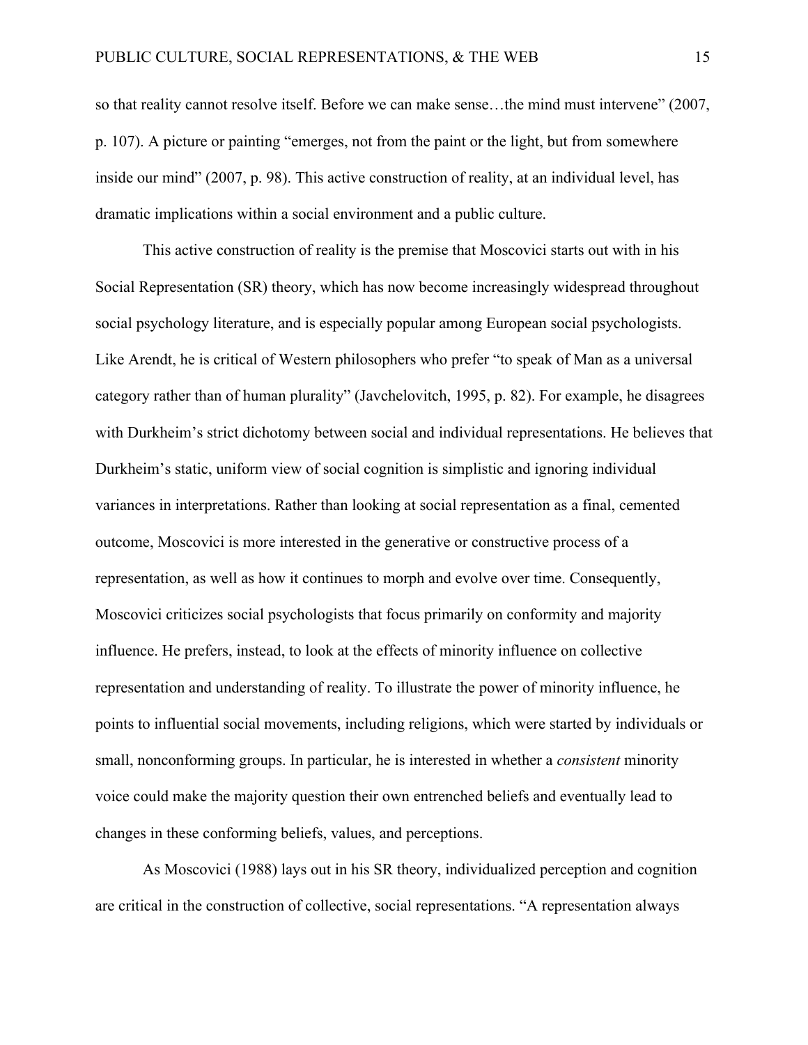so that reality cannot resolve itself. Before we can make sense…the mind must intervene" (2007, p. 107). A picture or painting "emerges, not from the paint or the light, but from somewhere inside our mind" (2007, p. 98). This active construction of reality, at an individual level, has dramatic implications within a social environment and a public culture.

This active construction of reality is the premise that Moscovici starts out with in his Social Representation (SR) theory, which has now become increasingly widespread throughout social psychology literature, and is especially popular among European social psychologists. Like Arendt, he is critical of Western philosophers who prefer "to speak of Man as a universal category rather than of human plurality" (Javchelovitch, 1995, p. 82). For example, he disagrees with Durkheim's strict dichotomy between social and individual representations. He believes that Durkheim's static, uniform view of social cognition is simplistic and ignoring individual variances in interpretations. Rather than looking at social representation as a final, cemented outcome, Moscovici is more interested in the generative or constructive process of a representation, as well as how it continues to morph and evolve over time. Consequently, Moscovici criticizes social psychologists that focus primarily on conformity and majority influence. He prefers, instead, to look at the effects of minority influence on collective representation and understanding of reality. To illustrate the power of minority influence, he points to influential social movements, including religions, which were started by individuals or small, nonconforming groups. In particular, he is interested in whether a *consistent* minority voice could make the majority question their own entrenched beliefs and eventually lead to changes in these conforming beliefs, values, and perceptions.

As Moscovici (1988) lays out in his SR theory, individualized perception and cognition are critical in the construction of collective, social representations. "A representation always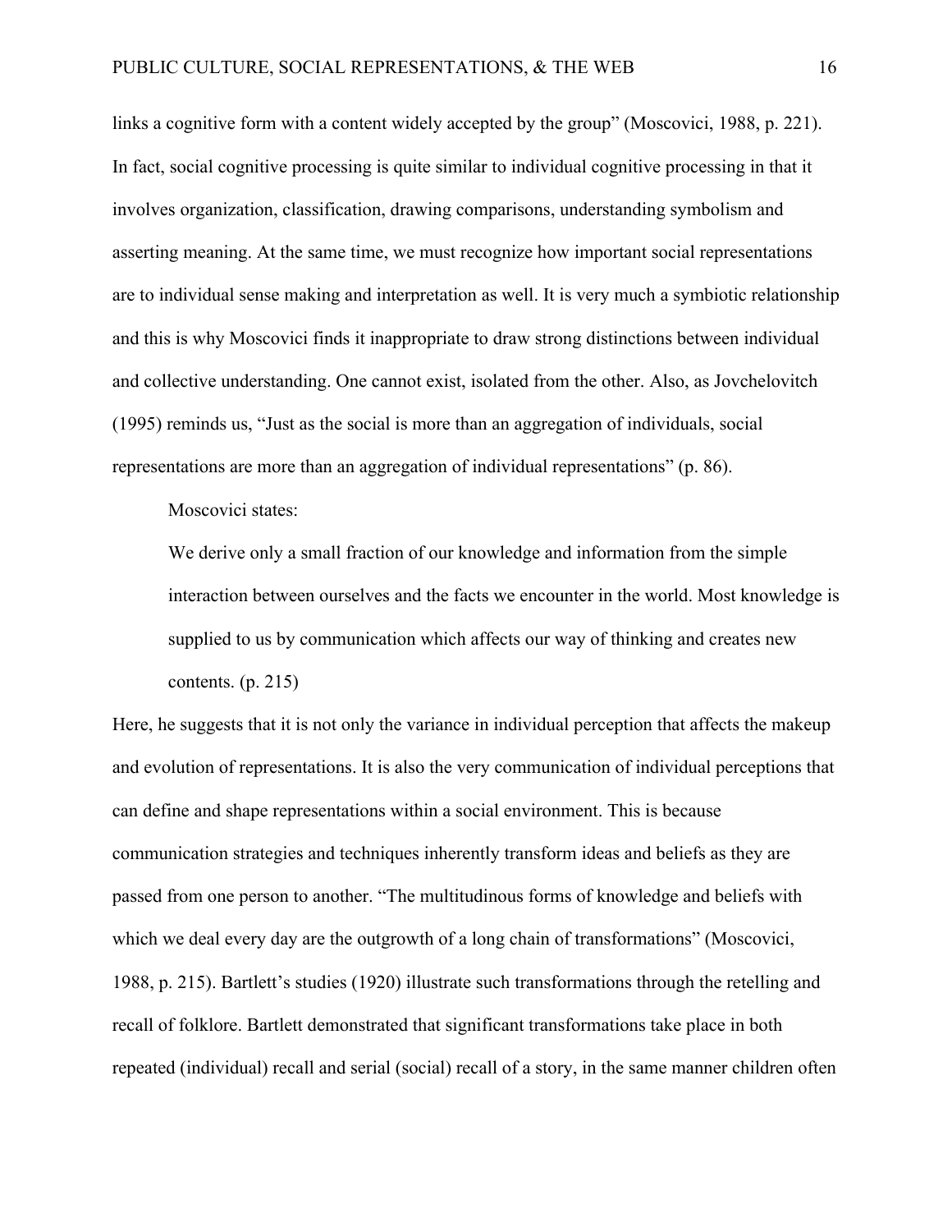links a cognitive form with a content widely accepted by the group" (Moscovici, 1988, p. 221). In fact, social cognitive processing is quite similar to individual cognitive processing in that it involves organization, classification, drawing comparisons, understanding symbolism and asserting meaning. At the same time, we must recognize how important social representations are to individual sense making and interpretation as well. It is very much a symbiotic relationship and this is why Moscovici finds it inappropriate to draw strong distinctions between individual and collective understanding. One cannot exist, isolated from the other. Also, as Jovchelovitch (1995) reminds us, "Just as the social is more than an aggregation of individuals, social representations are more than an aggregation of individual representations" (p. 86).

Moscovici states:

> We derive only a small fraction of our knowledge and information from the simple interaction between ourselves and the facts we encounter in the world. Most knowledge is supplied to us by communication which affects our way of thinking and creates new contents. (p. 215)

Here, he suggests that it is not only the variance in individual perception that affects the makeup and evolution of representations. It is also the very communication of individual perceptions that can define and shape representations within a social environment. This is because communication strategies and techniques inherently transform ideas and beliefs as they are passed from one person to another. "The multitudinous forms of knowledge and beliefs with which we deal every day are the outgrowth of a long chain of transformations" (Moscovici, 1988, p. 215). Bartlett's studies (1920) illustrate such transformations through the retelling and recall of folklore. Bartlett demonstrated that significant transformations take place in both repeated (individual) recall and serial (social) recall of a story, in the same manner children often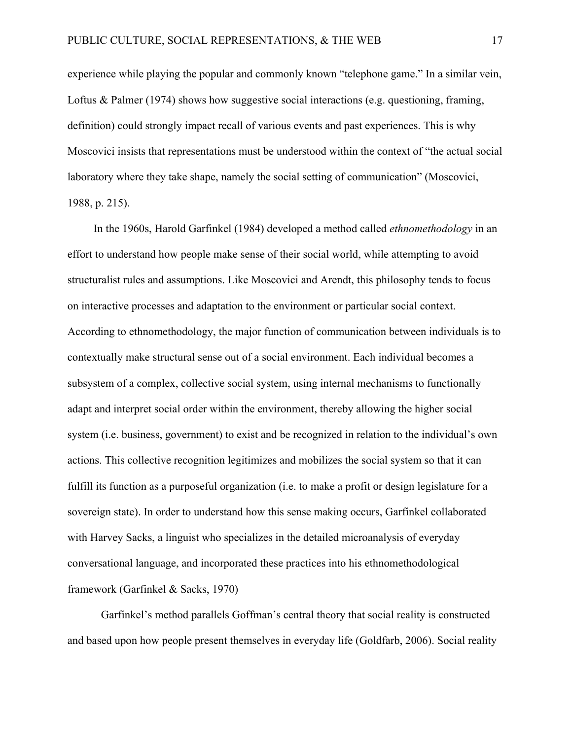experience while playing the popular and commonly known "telephone game." In a similar vein, Loftus & Palmer (1974) shows how suggestive social interactions (e.g. questioning, framing, definition) could strongly impact recall of various events and past experiences. This is why Moscovici insists that representations must be understood within the context of "the actual social laboratory where they take shape, namely the social setting of communication" (Moscovici, 1988, p. 215).

In the 1960s, Harold Garfinkel (1984) developed a method called *ethnomethodology* in an effort to understand how people make sense of their social world, while attempting to avoid structuralist rules and assumptions. Like Moscovici and Arendt, this philosophy tends to focus on interactive processes and adaptation to the environment or particular social context. According to ethnomethodology, the major function of communication between individuals is to contextually make structural sense out of a social environment. Each individual becomes a subsystem of a complex, collective social system, using internal mechanisms to functionally adapt and interpret social order within the environment, thereby allowing the higher social system (i.e. business, government) to exist and be recognized in relation to the individual's own actions. This collective recognition legitimizes and mobilizes the social system so that it can fulfill its function as a purposeful organization (i.e. to make a profit or design legislature for a sovereign state). In order to understand how this sense making occurs, Garfinkel collaborated with Harvey Sacks, a linguist who specializes in the detailed microanalysis of everyday conversational language, and incorporated these practices into his ethnomethodological framework (Garfinkel & Sacks, 1970)

Garfinkel's method parallels Goffman's central theory that social reality is constructed and based upon how people present themselves in everyday life (Goldfarb, 2006). Social reality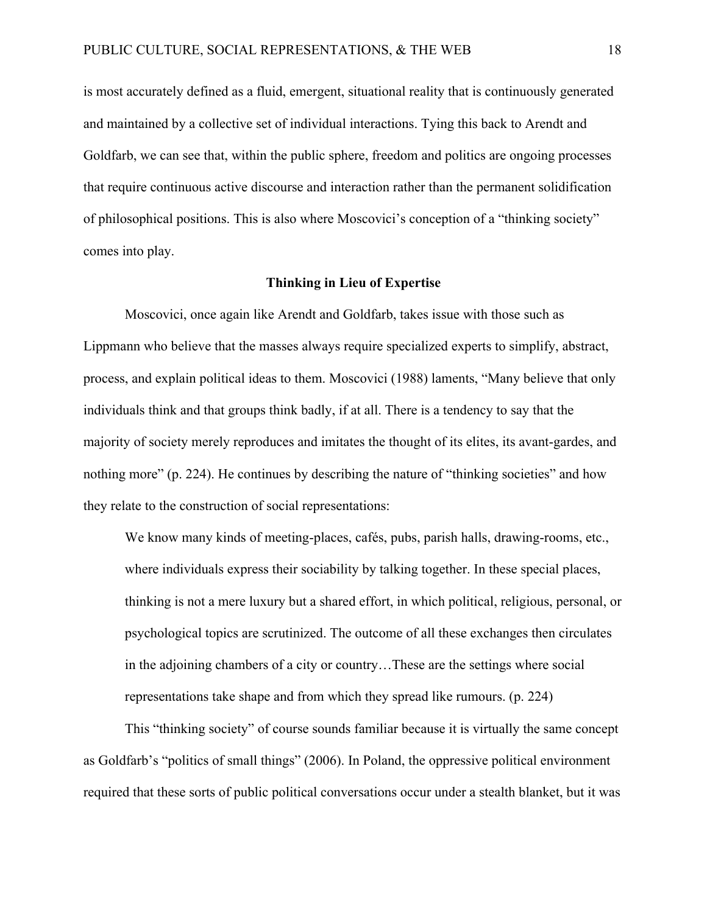is most accurately defined as a fluid, emergent, situational reality that is continuously generated and maintained by a collective set of individual interactions. Tying this back to Arendt and Goldfarb, we can see that, within the public sphere, freedom and politics are ongoing processes that require continuous active discourse and interaction rather than the permanent solidification of philosophical positions. This is also where Moscovici's conception of a "thinking society" comes into play.

## Thinking in Lieu of Expertise

Moscovici, once again like Arendt and Goldfarb, takes issue with those such as Lippmann who believe that the masses always require specialized experts to simplify, abstract, process, and explain political ideas to them. Moscovici (1988) laments, "Many believe that only individuals think and that groups think badly, if at all. There is a tendency to say that the majority of society merely reproduces and imitates the thought of its elites, its avant-gardes, and nothing more" (p. 224). He continues by describing the nature of "thinking societies" and how they relate to the construction of social representations:

> We know many kinds of meeting-places, cafés, pubs, parish halls, drawing-rooms, etc., where individuals express their sociability by talking together. In these special places, thinking is not a mere luxury but a shared effort, in which political, religious, personal, or psychological topics are scrutinized. The outcome of all these exchanges then circulates in the adjoining chambers of a city or country…These are the settings where social representations take shape and from which they spread like rumours. (p. 224)

This "thinking society" of course sounds familiar because it is virtually the same concept as Goldfarb's "politics of small things" (2006). In Poland, the oppressive political environment required that these sorts of public political conversations occur under a stealth blanket, but it was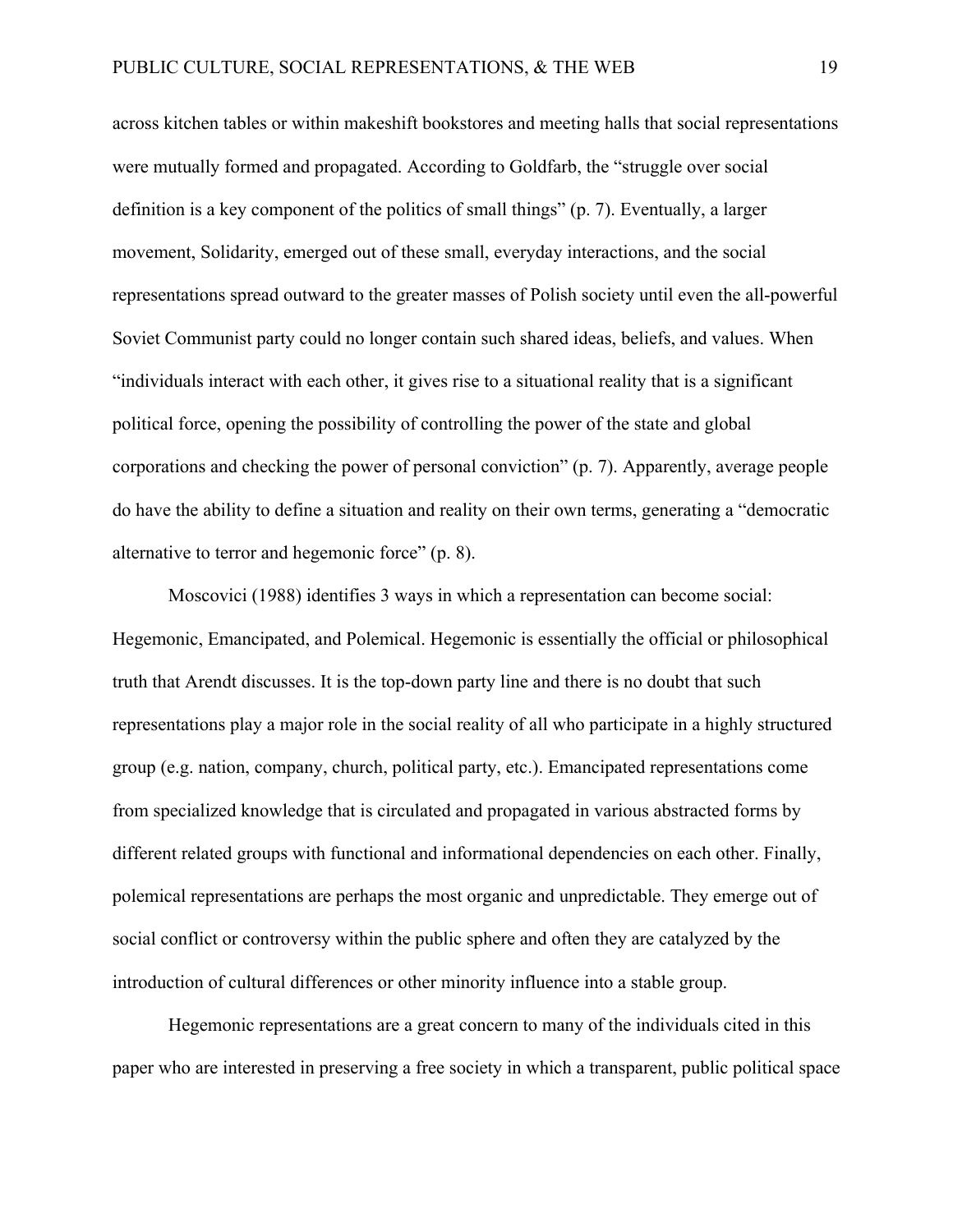across kitchen tables or within makeshift bookstores and meeting halls that social representations were mutually formed and propagated. According to Goldfarb, the "struggle over social definition is a key component of the politics of small things" (p. 7). Eventually, a larger movement, Solidarity, emerged out of these small, everyday interactions, and the social representations spread outward to the greater masses of Polish society until even the all-powerful Soviet Communist party could no longer contain such shared ideas, beliefs, and values. When "individuals interact with each other, it gives rise to a situational reality that is a significant political force, opening the possibility of controlling the power of the state and global corporations and checking the power of personal conviction" (p. 7). Apparently, average people do have the ability to define a situation and reality on their own terms, generating a "democratic alternative to terror and hegemonic force" (p. 8).

Moscovici (1988) identifies 3 ways in which a representation can become social: Hegemonic, Emancipated, and Polemical. Hegemonic is essentially the official or philosophical truth that Arendt discusses. It is the top-down party line and there is no doubt that such representations play a major role in the social reality of all who participate in a highly structured group (e.g. nation, company, church, political party, etc.). Emancipated representations come from specialized knowledge that is circulated and propagated in various abstracted forms by different related groups with functional and informational dependencies on each other. Finally, polemical representations are perhaps the most organic and unpredictable. They emerge out of social conflict or controversy within the public sphere and often they are catalyzed by the introduction of cultural differences or other minority influence into a stable group.

Hegemonic representations are a great concern to many of the individuals cited in this paper who are interested in preserving a free society in which a transparent, public political space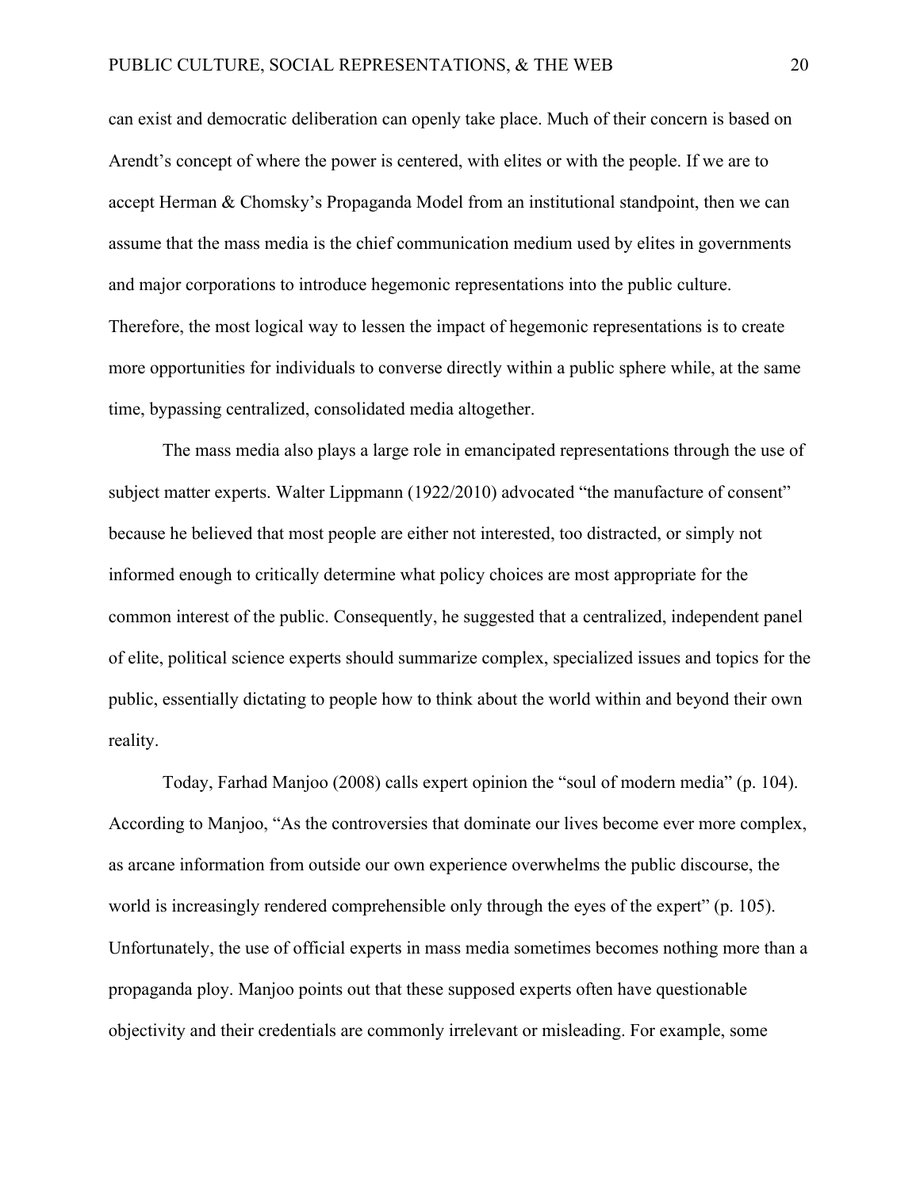can exist and democratic deliberation can openly take place. Much of their concern is based on Arendt's concept of where the power is centered, with elites or with the people. If we are to accept Herman & Chomsky's Propaganda Model from an institutional standpoint, then we can assume that the mass media is the chief communication medium used by elites in governments and major corporations to introduce hegemonic representations into the public culture. Therefore, the most logical way to lessen the impact of hegemonic representations is to create more opportunities for individuals to converse directly within a public sphere while, at the same time, bypassing centralized, consolidated media altogether.

The mass media also plays a large role in emancipated representations through the use of subject matter experts. Walter Lippmann (1922/2010) advocated "the manufacture of consent" because he believed that most people are either not interested, too distracted, or simply not informed enough to critically determine what policy choices are most appropriate for the common interest of the public. Consequently, he suggested that a centralized, independent panel of elite, political science experts should summarize complex, specialized issues and topics for the public, essentially dictating to people how to think about the world within and beyond their own reality.

Today, Farhad Manjoo (2008) calls expert opinion the "soul of modern media" (p. 104). According to Manjoo, "As the controversies that dominate our lives become ever more complex, as arcane information from outside our own experience overwhelms the public discourse, the world is increasingly rendered comprehensible only through the eyes of the expert" (p. 105). Unfortunately, the use of official experts in mass media sometimes becomes nothing more than a propaganda ploy. Manjoo points out that these supposed experts often have questionable objectivity and their credentials are commonly irrelevant or misleading. For example, some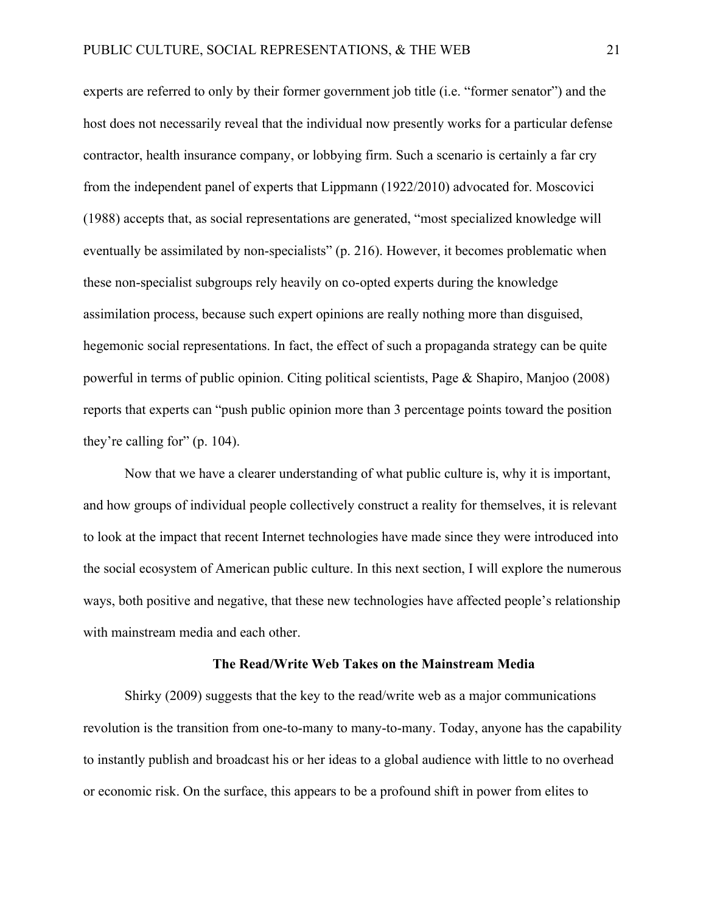experts are referred to only by their former government job title (i.e. "former senator") and the host does not necessarily reveal that the individual now presently works for a particular defense contractor, health insurance company, or lobbying firm. Such a scenario is certainly a far cry from the independent panel of experts that Lippmann (1922/2010) advocated for. Moscovici (1988) accepts that, as social representations are generated, "most specialized knowledge will eventually be assimilated by non-specialists" (p. 216). However, it becomes problematic when these non-specialist subgroups rely heavily on co-opted experts during the knowledge assimilation process, because such expert opinions are really nothing more than disguised, hegemonic social representations. In fact, the effect of such a propaganda strategy can be quite powerful in terms of public opinion. Citing political scientists, Page & Shapiro, Manjoo (2008) reports that experts can "push public opinion more than 3 percentage points toward the position they're calling for" (p. 104).

Now that we have a clearer understanding of what public culture is, why it is important, and how groups of individual people collectively construct a reality for themselves, it is relevant to look at the impact that recent Internet technologies have made since they were introduced into the social ecosystem of American public culture. In this next section, I will explore the numerous ways, both positive and negative, that these new technologies have affected people's relationship with mainstream media and each other.

## The Read/Write Web Takes on the Mainstream Media

Shirky (2009) suggests that the key to the read/write web as a major communications revolution is the transition from one-to-many to many-to-many. Today, anyone has the capability to instantly publish and broadcast his or her ideas to a global audience with little to no overhead or economic risk. On the surface, this appears to be a profound shift in power from elites to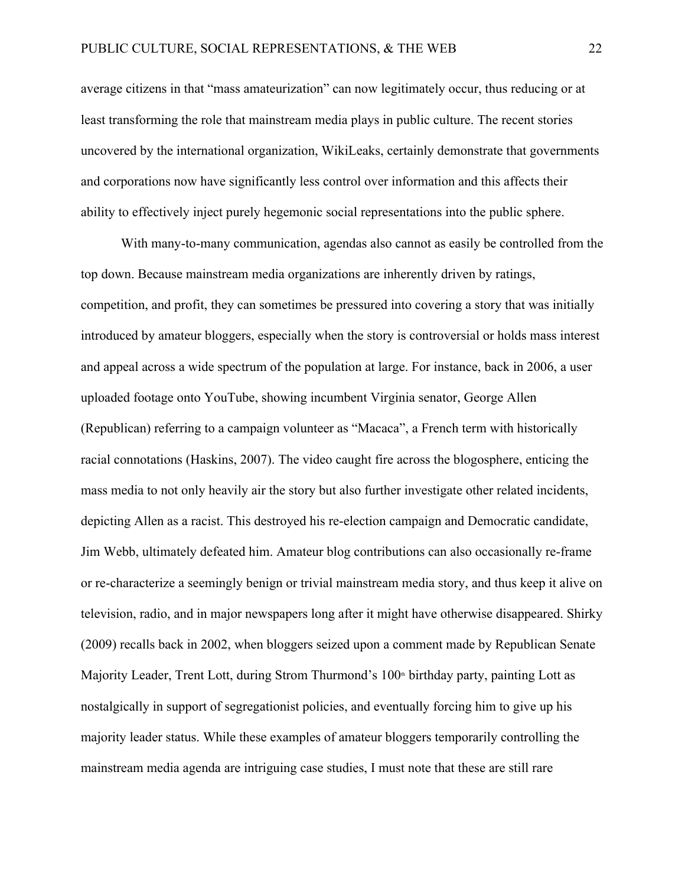average citizens in that "mass amateurization" can now legitimately occur, thus reducing or at least transforming the role that mainstream media plays in public culture. The recent stories uncovered by the international organization, WikiLeaks, certainly demonstrate that governments and corporations now have significantly less control over information and this affects their ability to effectively inject purely hegemonic social representations into the public sphere.

With many-to-many communication, agendas also cannot as easily be controlled from the top down. Because mainstream media organizations are inherently driven by ratings, competition, and profit, they can sometimes be pressured into covering a story that was initially introduced by amateur bloggers, especially when the story is controversial or holds mass interest and appeal across a wide spectrum of the population at large. For instance, back in 2006, a user uploaded footage onto YouTube, showing incumbent Virginia senator, George Allen (Republican) referring to a campaign volunteer as "Macaca", a French term with historically racial connotations (Haskins, 2007). The video caught fire across the blogosphere, enticing the mass media to not only heavily air the story but also further investigate other related incidents, depicting Allen as a racist. This destroyed his re-election campaign and Democratic candidate, Jim Webb, ultimately defeated him. Amateur blog contributions can also occasionally re-frame or re-characterize a seemingly benign or trivial mainstream media story, and thus keep it alive on television, radio, and in major newspapers long after it might have otherwise disappeared. Shirky (2009) recalls back in 2002, when bloggers seized upon a comment made by Republican Senate Majority Leader, Trent Lott, during Strom Thurmond's 100th birthday party, painting Lott as nostalgically in support of segregationist policies, and eventually forcing him to give up his majority leader status. While these examples of amateur bloggers temporarily controlling the mainstream media agenda are intriguing case studies, I must note that these are still rare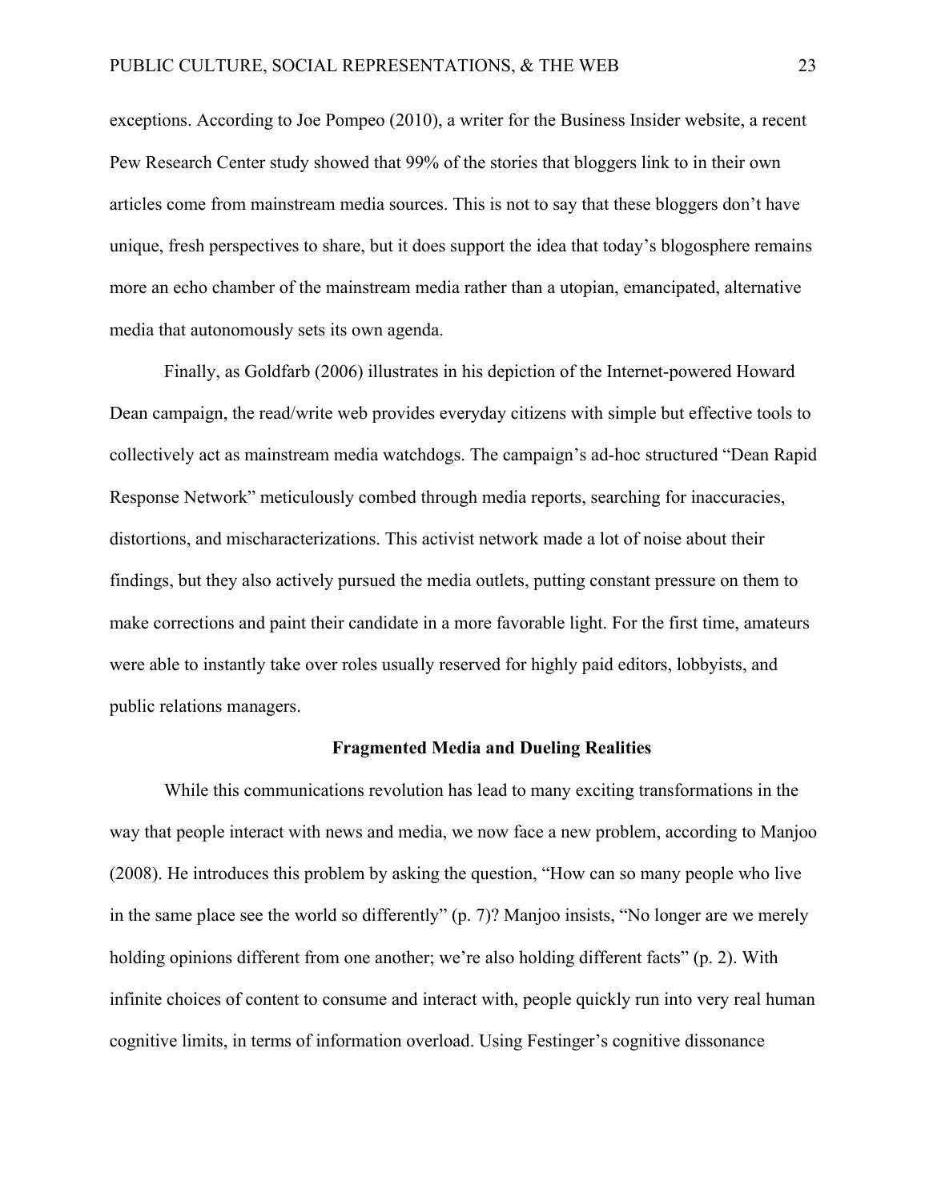exceptions. According to Joe Pompeo (2010), a writer for the Business Insider website, a recent Pew Research Center study showed that 99% of the stories that bloggers link to in their own articles come from mainstream media sources. This is not to say that these bloggers don't have unique, fresh perspectives to share, but it does support the idea that today's blogosphere remains more an echo chamber of the mainstream media rather than a utopian, emancipated, alternative media that autonomously sets its own agenda.

Finally, as Goldfarb (2006) illustrates in his depiction of the Internet-powered Howard Dean campaign, the read/write web provides everyday citizens with simple but effective tools to collectively act as mainstream media watchdogs. The campaign's ad-hoc structured "Dean Rapid Response Network" meticulously combed through media reports, searching for inaccuracies, distortions, and mischaracterizations. This activist network made a lot of noise about their findings, but they also actively pursued the media outlets, putting constant pressure on them to make corrections and paint their candidate in a more favorable light. For the first time, amateurs were able to instantly take over roles usually reserved for highly paid editors, lobbyists, and public relations managers.

## Fragmented Media and Dueling Realities

While this communications revolution has lead to many exciting transformations in the way that people interact with news and media, we now face a new problem, according to Manjoo (2008). He introduces this problem by asking the question, "How can so many people who live in the same place see the world so differently" (p. 7)? Manjoo insists, "No longer are we merely holding opinions different from one another; we're also holding different facts" (p. 2). With infinite choices of content to consume and interact with, people quickly run into very real human cognitive limits, in terms of information overload. Using Festinger's cognitive dissonance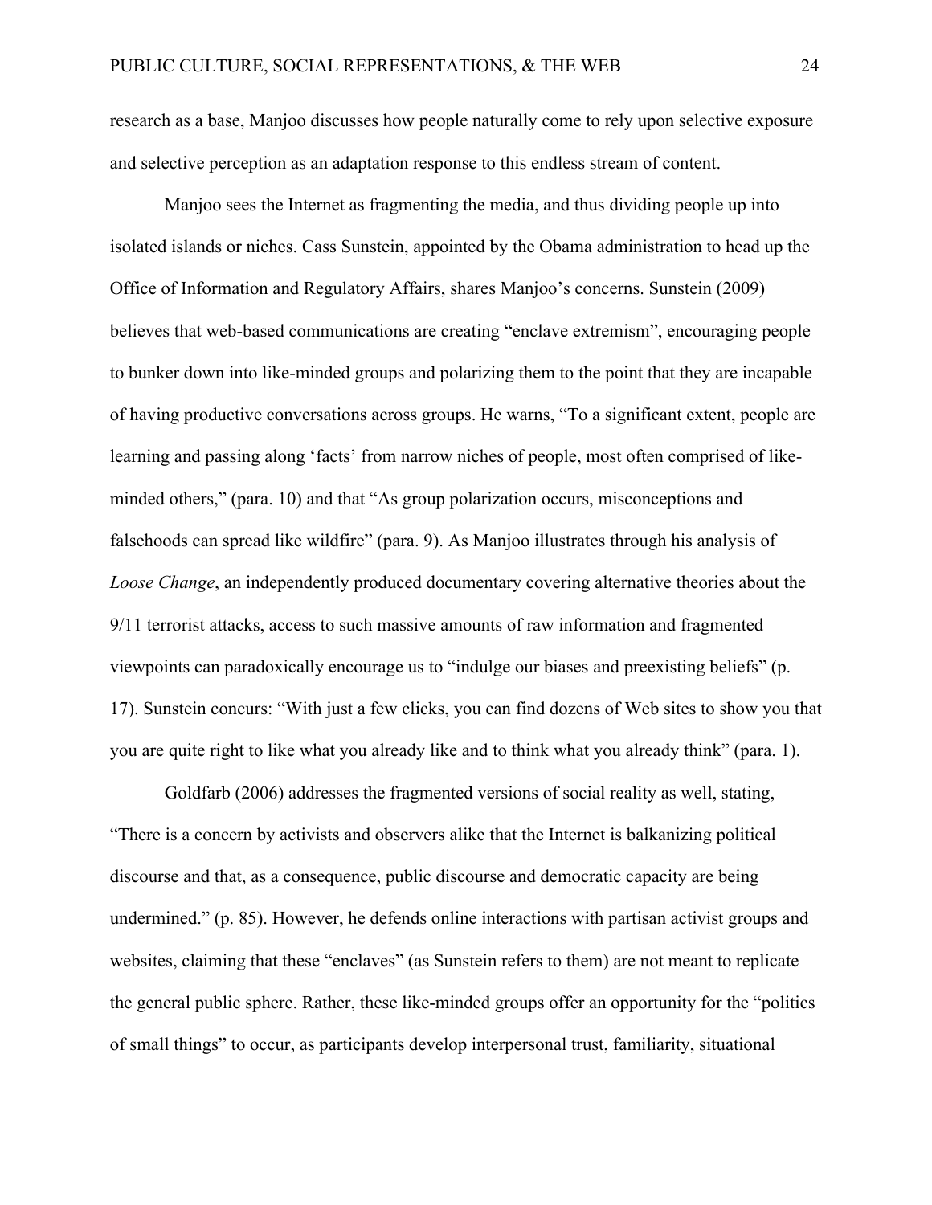research as a base, Manjoo discusses how people naturally come to rely upon selective exposure and selective perception as an adaptation response to this endless stream of content.

Manjoo sees the Internet as fragmenting the media, and thus dividing people up into isolated islands or niches. Cass Sunstein, appointed by the Obama administration to head up the Office of Information and Regulatory Affairs, shares Manjoo's concerns. Sunstein (2009) believes that web-based communications are creating "enclave extremism", encouraging people to bunker down into like-minded groups and polarizing them to the point that they are incapable of having productive conversations across groups. He warns, "To a significant extent, people are learning and passing along 'facts' from narrow niches of people, most often comprised of like-minded others," (para. 10) and that "As group polarization occurs, misconceptions and falsehoods can spread like wildfire" (para. 9). As Manjoo illustrates through his analysis of *Loose Change*, an independently produced documentary covering alternative theories about the 9/11 terrorist attacks, access to such massive amounts of raw information and fragmented viewpoints can paradoxically encourage us to "indulge our biases and preexisting beliefs" (p. 17). Sunstein concurs: "With just a few clicks, you can find dozens of Web sites to show you that you are quite right to like what you already like and to think what you already think" (para. 1).

Goldfarb (2006) addresses the fragmented versions of social reality as well, stating, "There is a concern by activists and observers alike that the Internet is balkanizing political discourse and that, as a consequence, public discourse and democratic capacity are being undermined." (p. 85). However, he defends online interactions with partisan activist groups and websites, claiming that these "enclaves" (as Sunstein refers to them) are not meant to replicate the general public sphere. Rather, these like-minded groups offer an opportunity for the "politics of small things" to occur, as participants develop interpersonal trust, familiarity, situational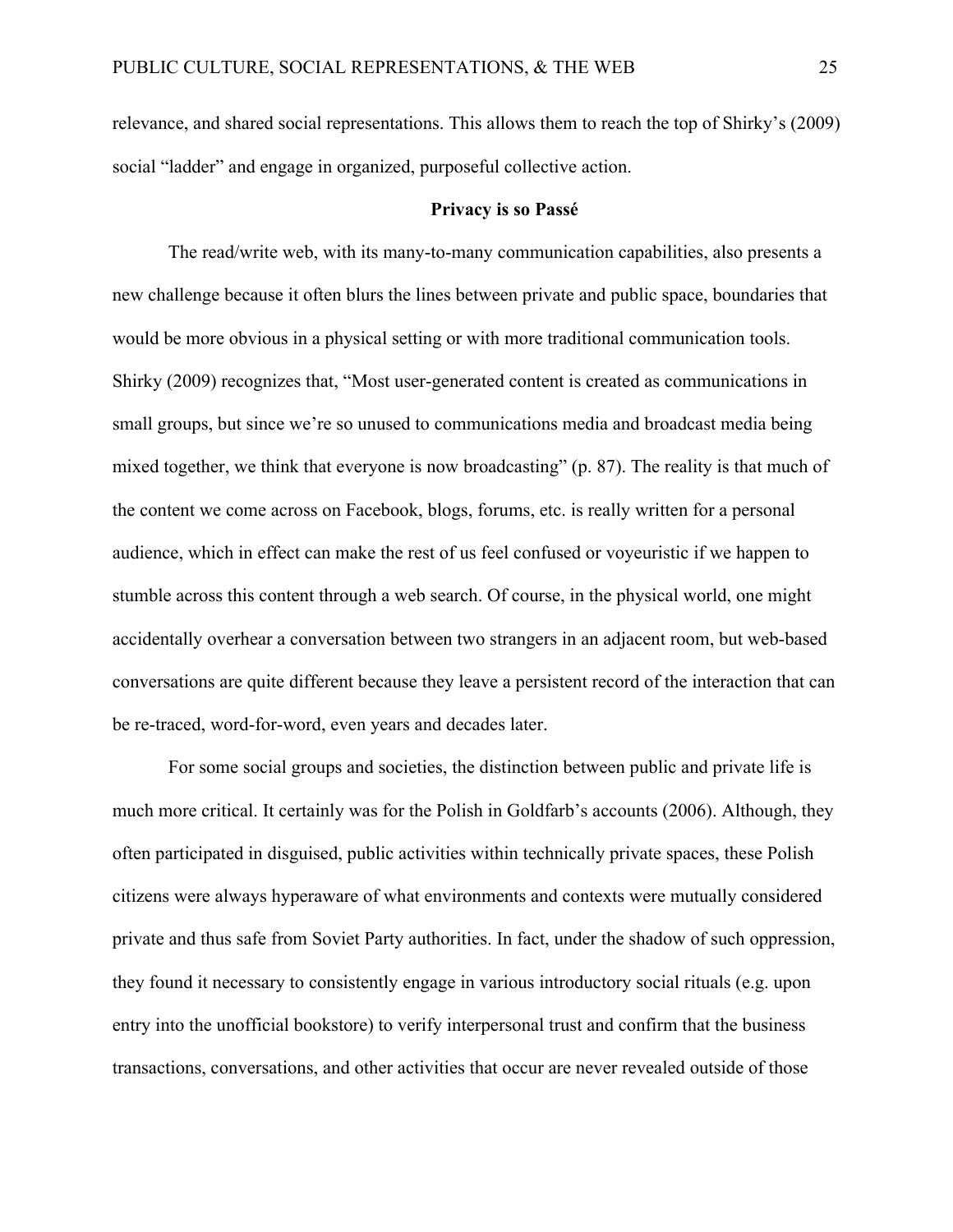relevance, and shared social representations. This allows them to reach the top of Shirky's (2009) social "ladder" and engage in organized, purposeful collective action.

## Privacy is so Passé

The read/write web, with its many-to-many communication capabilities, also presents a new challenge because it often blurs the lines between private and public space, boundaries that would be more obvious in a physical setting or with more traditional communication tools. Shirky (2009) recognizes that, "Most user-generated content is created as communications in small groups, but since we're so unused to communications media and broadcast media being mixed together, we think that everyone is now broadcasting" (p. 87). The reality is that much of the content we come across on Facebook, blogs, forums, etc. is really written for a personal audience, which in effect can make the rest of us feel confused or voyeuristic if we happen to stumble across this content through a web search. Of course, in the physical world, one might accidentally overhear a conversation between two strangers in an adjacent room, but web-based conversations are quite different because they leave a persistent record of the interaction that can be re-traced, word-for-word, even years and decades later.

For some social groups and societies, the distinction between public and private life is much more critical. It certainly was for the Polish in Goldfarb's accounts (2006). Although, they often participated in disguised, public activities within technically private spaces, these Polish citizens were always hyperaware of what environments and contexts were mutually considered private and thus safe from Soviet Party authorities. In fact, under the shadow of such oppression, they found it necessary to consistently engage in various introductory social rituals (e.g. upon entry into the unofficial bookstore) to verify interpersonal trust and confirm that the business transactions, conversations, and other activities that occur are never revealed outside of those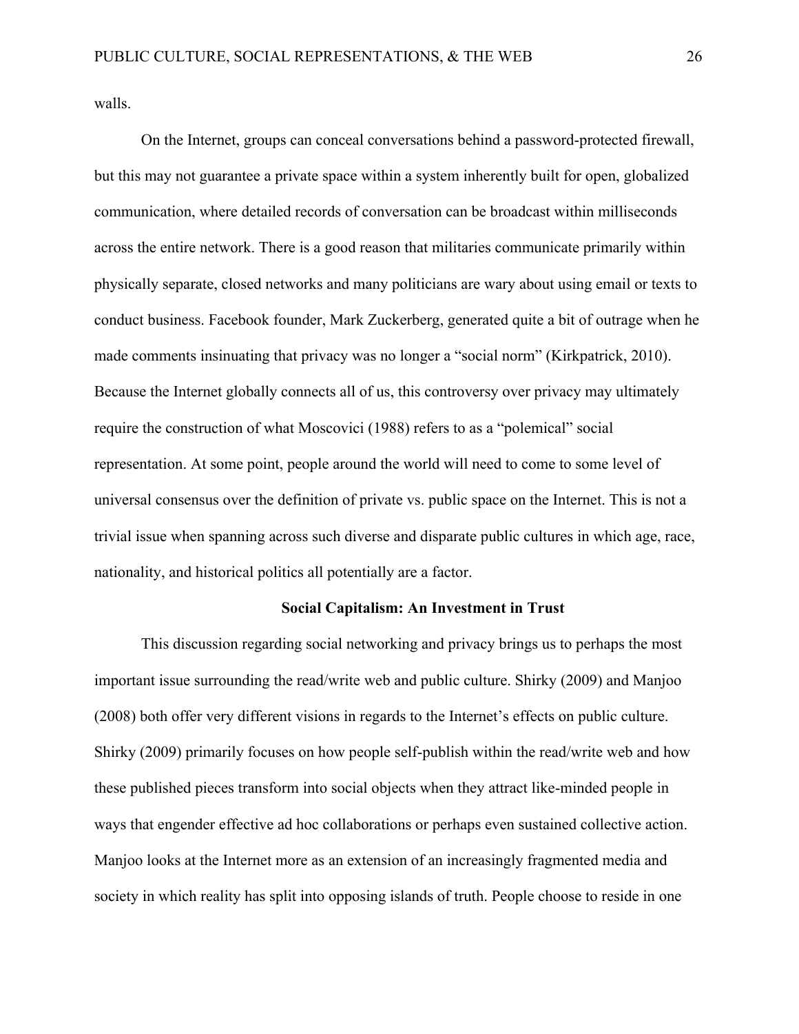walls.

On the Internet, groups can conceal conversations behind a password-protected firewall, but this may not guarantee a private space within a system inherently built for open, globalized communication, where detailed records of conversation can be broadcast within milliseconds across the entire network. There is a good reason that militaries communicate primarily within physically separate, closed networks and many politicians are wary about using email or texts to conduct business. Facebook founder, Mark Zuckerberg, generated quite a bit of outrage when he made comments insinuating that privacy was no longer a "social norm" (Kirkpatrick, 2010). Because the Internet globally connects all of us, this controversy over privacy may ultimately require the construction of what Moscovici (1988) refers to as a "polemical" social representation. At some point, people around the world will need to come to some level of universal consensus over the definition of private vs. public space on the Internet. This is not a trivial issue when spanning across such diverse and disparate public cultures in which age, race, nationality, and historical politics all potentially are a factor.

## Social Capitalism: An Investment in Trust

This discussion regarding social networking and privacy brings us to perhaps the most important issue surrounding the read/write web and public culture. Shirky (2009) and Manjoo (2008) both offer very different visions in regards to the Internet's effects on public culture. Shirky (2009) primarily focuses on how people self-publish within the read/write web and how these published pieces transform into social objects when they attract like-minded people in ways that engender effective ad hoc collaborations or perhaps even sustained collective action. Manjoo looks at the Internet more as an extension of an increasingly fragmented media and society in which reality has split into opposing islands of truth. People choose to reside in one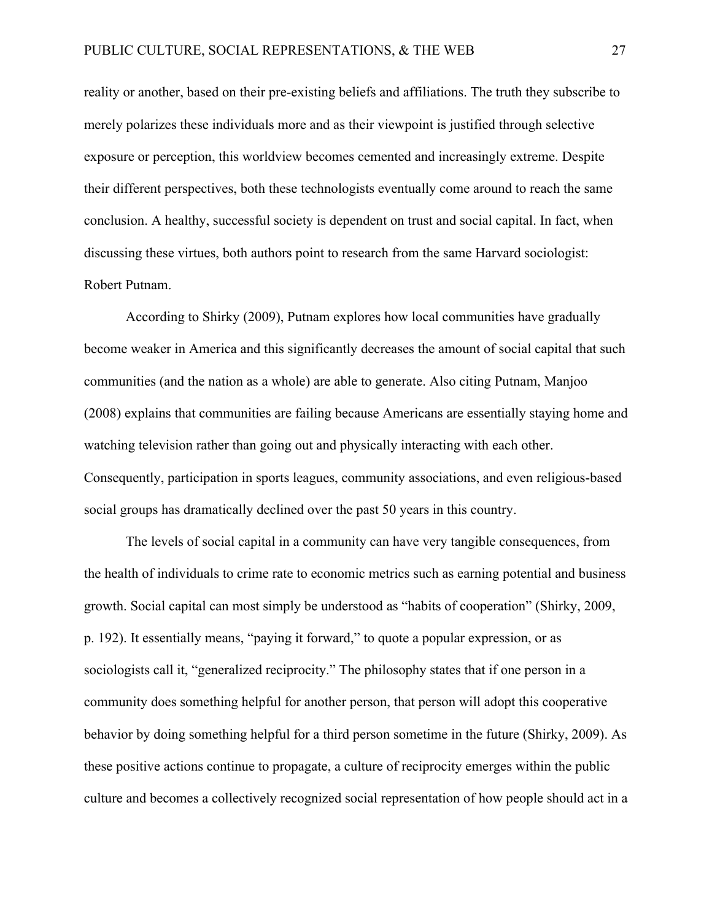reality or another, based on their pre-existing beliefs and affiliations. The truth they subscribe to merely polarizes these individuals more and as their viewpoint is justified through selective exposure or perception, this worldview becomes cemented and increasingly extreme. Despite their different perspectives, both these technologists eventually come around to reach the same conclusion. A healthy, successful society is dependent on trust and social capital. In fact, when discussing these virtues, both authors point to research from the same Harvard sociologist: Robert Putnam.

According to Shirky (2009), Putnam explores how local communities have gradually become weaker in America and this significantly decreases the amount of social capital that such communities (and the nation as a whole) are able to generate. Also citing Putnam, Manjoo (2008) explains that communities are failing because Americans are essentially staying home and watching television rather than going out and physically interacting with each other. Consequently, participation in sports leagues, community associations, and even religious-based social groups has dramatically declined over the past 50 years in this country.

The levels of social capital in a community can have very tangible consequences, from the health of individuals to crime rate to economic metrics such as earning potential and business growth. Social capital can most simply be understood as "habits of cooperation" (Shirky, 2009, p. 192). It essentially means, "paying it forward," to quote a popular expression, or as sociologists call it, "generalized reciprocity." The philosophy states that if one person in a community does something helpful for another person, that person will adopt this cooperative behavior by doing something helpful for a third person sometime in the future (Shirky, 2009). As these positive actions continue to propagate, a culture of reciprocity emerges within the public culture and becomes a collectively recognized social representation of how people should act in a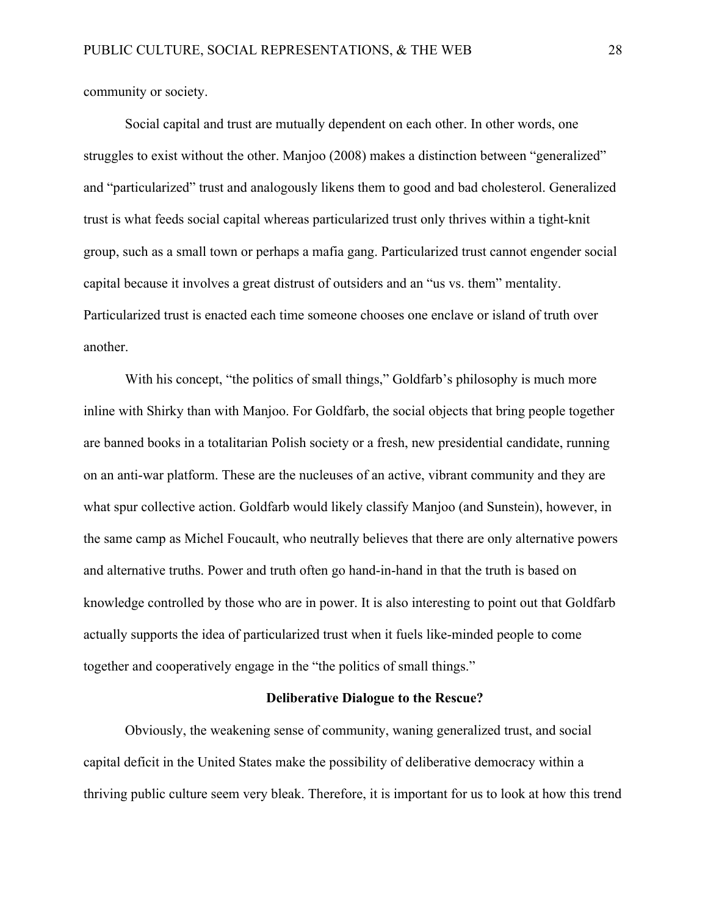community or society.

Social capital and trust are mutually dependent on each other. In other words, one struggles to exist without the other. Manjoo (2008) makes a distinction between “generalized” and “particularized” trust and analogously likens them to good and bad cholesterol. Generalized trust is what feeds social capital whereas particularized trust only thrives within a tight-knit group, such as a small town or perhaps a mafia gang. Particularized trust cannot engender social capital because it involves a great distrust of outsiders and an “us vs. them” mentality. Particularized trust is enacted each time someone chooses one enclave or island of truth over another.

With his concept, “the politics of small things,” Goldfarb’s philosophy is much more inline with Shirky than with Manjoo. For Goldfarb, the social objects that bring people together are banned books in a totalitarian Polish society or a fresh, new presidential candidate, running on an anti-war platform. These are the nucleuses of an active, vibrant community and they are what spur collective action. Goldfarb would likely classify Manjoo (and Sunstein), however, in the same camp as Michel Foucault, who neutrally believes that there are only alternative powers and alternative truths. Power and truth often go hand-in-hand in that the truth is based on knowledge controlled by those who are in power. It is also interesting to point out that Goldfarb actually supports the idea of particularized trust when it fuels like-minded people to come together and cooperatively engage in the “the politics of small things.”

## Deliberative Dialogue to the Rescue?

Obviously, the weakening sense of community, waning generalized trust, and social capital deficit in the United States make the possibility of deliberative democracy within a thriving public culture seem very bleak. Therefore, it is important for us to look at how this trend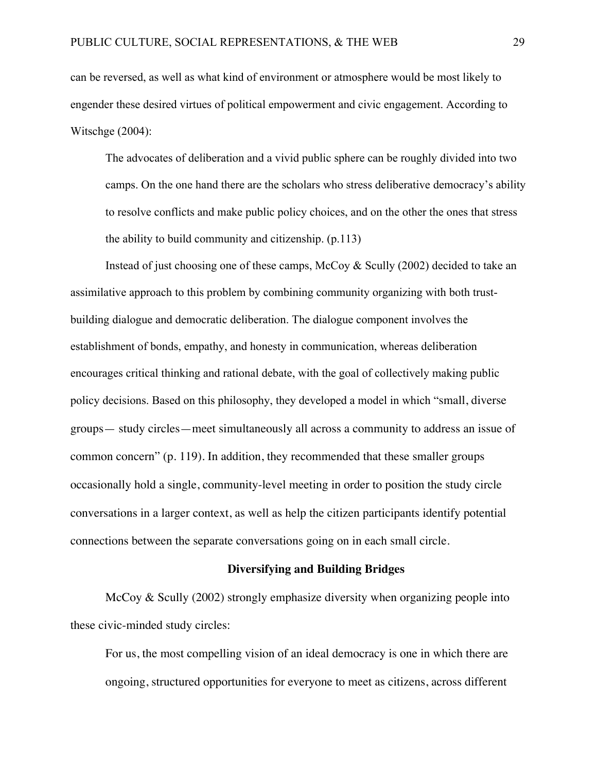can be reversed, as well as what kind of environment or atmosphere would be most likely to engender these desired virtues of political empowerment and civic engagement. According to Witschge (2004):

> The advocates of deliberation and a vivid public sphere can be roughly divided into two camps. On the one hand there are the scholars who stress deliberative democracy's ability to resolve conflicts and make public policy choices, and on the other the ones that stress the ability to build community and citizenship. (p.113)

Instead of just choosing one of these camps, McCoy & Scully (2002) decided to take an assimilative approach to this problem by combining community organizing with both trust-building dialogue and democratic deliberation. The dialogue component involves the establishment of bonds, empathy, and honesty in communication, whereas deliberation encourages critical thinking and rational debate, with the goal of collectively making public policy decisions. Based on this philosophy, they developed a model in which "small, diverse groups— study circles—meet simultaneously all across a community to address an issue of common concern" (p. 119). In addition, they recommended that these smaller groups occasionally hold a single, community-level meeting in order to position the study circle conversations in a larger context, as well as help the citizen participants identify potential connections between the separate conversations going on in each small circle.

## Diversifying and Building Bridges

McCoy & Scully (2002) strongly emphasize diversity when organizing people into these civic-minded study circles:

> For us, the most compelling vision of an ideal democracy is one in which there are ongoing, structured opportunities for everyone to meet as citizens, across different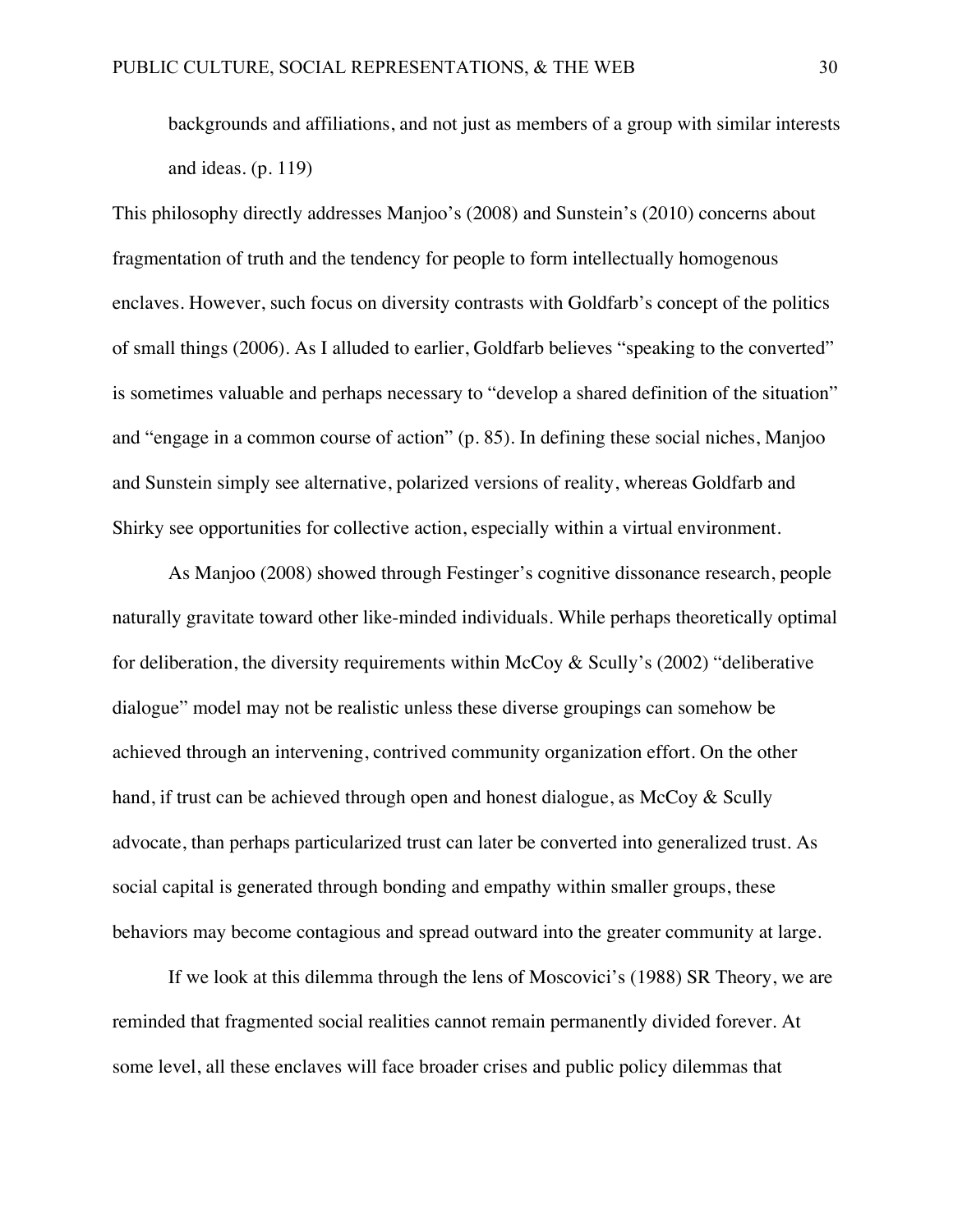> backgrounds and affiliations, and not just as members of a group with similar interests and ideas. (p. 119)

This philosophy directly addresses Manjoo's (2008) and Sunstein's (2010) concerns about fragmentation of truth and the tendency for people to form intellectually homogenous enclaves. However, such focus on diversity contrasts with Goldfarb's concept of the politics of small things (2006). As I alluded to earlier, Goldfarb believes "speaking to the converted" is sometimes valuable and perhaps necessary to "develop a shared definition of the situation" and "engage in a common course of action" (p. 85). In defining these social niches, Manjoo and Sunstein simply see alternative, polarized versions of reality, whereas Goldfarb and Shirky see opportunities for collective action, especially within a virtual environment.

As Manjoo (2008) showed through Festinger's cognitive dissonance research, people naturally gravitate toward other like-minded individuals. While perhaps theoretically optimal for deliberation, the diversity requirements within McCoy & Scully's (2002) "deliberative dialogue" model may not be realistic unless these diverse groupings can somehow be achieved through an intervening, contrived community organization effort. On the other hand, if trust can be achieved through open and honest dialogue, as McCoy & Scully advocate, than perhaps particularized trust can later be converted into generalized trust. As social capital is generated through bonding and empathy within smaller groups, these behaviors may become contagious and spread outward into the greater community at large.

If we look at this dilemma through the lens of Moscovici's (1988) SR Theory, we are reminded that fragmented social realities cannot remain permanently divided forever. At some level, all these enclaves will face broader crises and public policy dilemmas that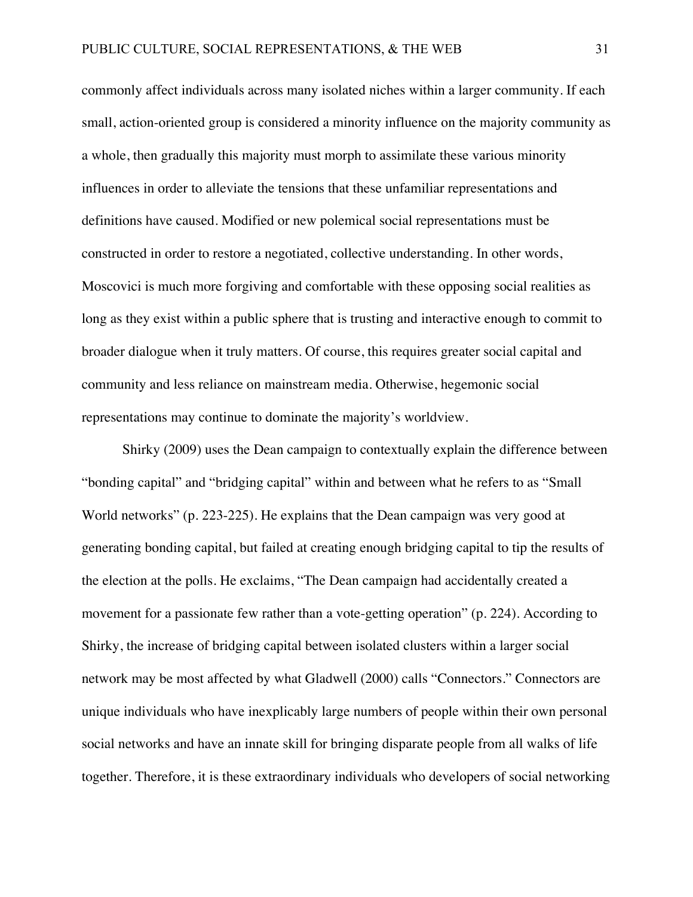commonly affect individuals across many isolated niches within a larger community. If each small, action-oriented group is considered a minority influence on the majority community as a whole, then gradually this majority must morph to assimilate these various minority influences in order to alleviate the tensions that these unfamiliar representations and definitions have caused. Modified or new polemical social representations must be constructed in order to restore a negotiated, collective understanding. In other words, Moscovici is much more forgiving and comfortable with these opposing social realities as long as they exist within a public sphere that is trusting and interactive enough to commit to broader dialogue when it truly matters. Of course, this requires greater social capital and community and less reliance on mainstream media. Otherwise, hegemonic social representations may continue to dominate the majority's worldview.

Shirky (2009) uses the Dean campaign to contextually explain the difference between "bonding capital" and "bridging capital" within and between what he refers to as "Small World networks" (p. 223-225). He explains that the Dean campaign was very good at generating bonding capital, but failed at creating enough bridging capital to tip the results of the election at the polls. He exclaims, "The Dean campaign had accidentally created a movement for a passionate few rather than a vote-getting operation" (p. 224). According to Shirky, the increase of bridging capital between isolated clusters within a larger social network may be most affected by what Gladwell (2000) calls "Connectors." Connectors are unique individuals who have inexplicably large numbers of people within their own personal social networks and have an innate skill for bringing disparate people from all walks of life together. Therefore, it is these extraordinary individuals who developers of social networking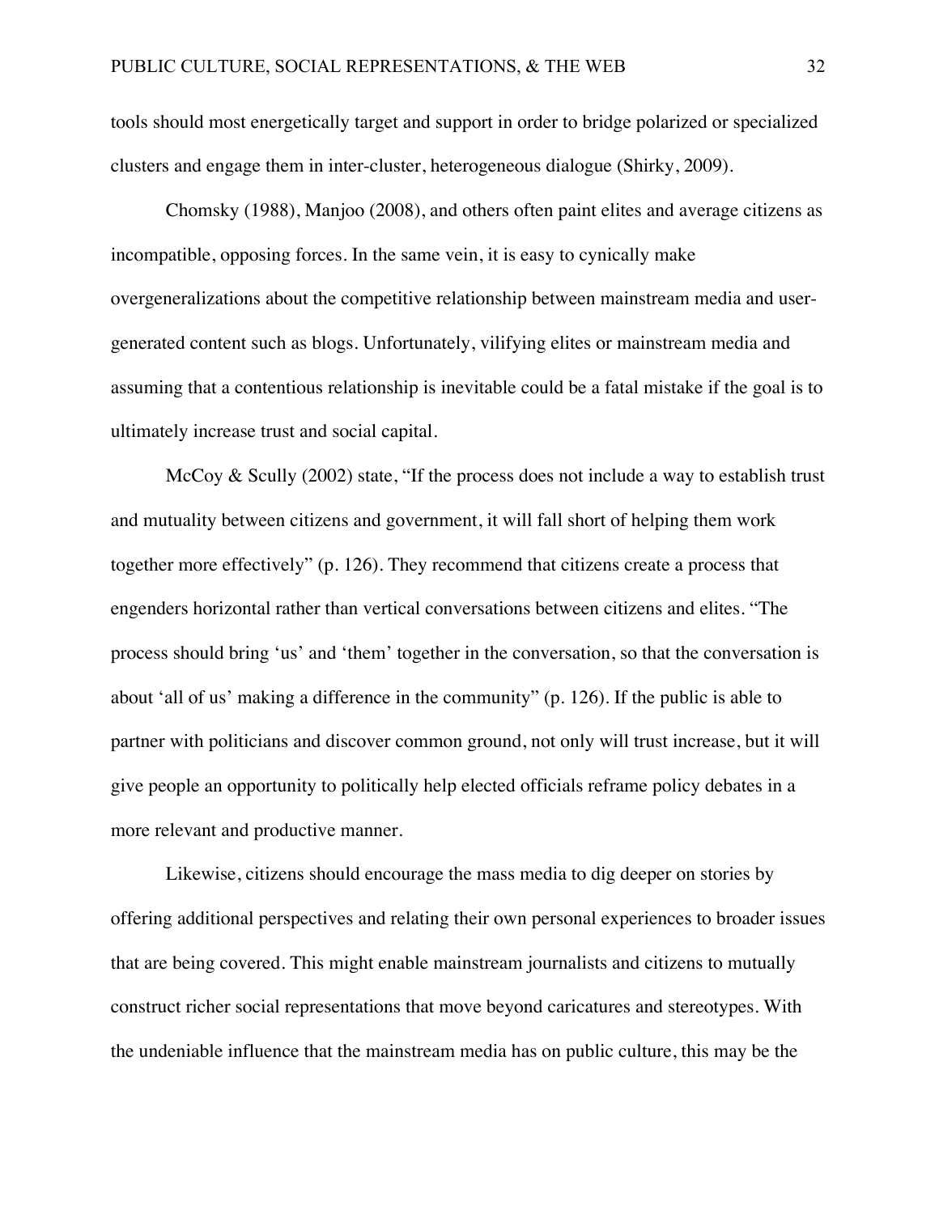tools should most energetically target and support in order to bridge polarized or specialized clusters and engage them in inter-cluster, heterogeneous dialogue (Shirky, 2009).

Chomsky (1988), Manjoo (2008), and others often paint elites and average citizens as incompatible, opposing forces. In the same vein, it is easy to cynically make overgeneralizations about the competitive relationship between mainstream media and user-generated content such as blogs. Unfortunately, vilifying elites or mainstream media and assuming that a contentious relationship is inevitable could be a fatal mistake if the goal is to ultimately increase trust and social capital.

McCoy & Scully (2002) state, "If the process does not include a way to establish trust and mutuality between citizens and government, it will fall short of helping them work together more effectively" (p. 126). They recommend that citizens create a process that engenders horizontal rather than vertical conversations between citizens and elites. "The process should bring 'us' and 'them' together in the conversation, so that the conversation is about 'all of us' making a difference in the community" (p. 126). If the public is able to partner with politicians and discover common ground, not only will trust increase, but it will give people an opportunity to politically help elected officials reframe policy debates in a more relevant and productive manner.

Likewise, citizens should encourage the mass media to dig deeper on stories by offering additional perspectives and relating their own personal experiences to broader issues that are being covered. This might enable mainstream journalists and citizens to mutually construct richer social representations that move beyond caricatures and stereotypes. With the undeniable influence that the mainstream media has on public culture, this may be the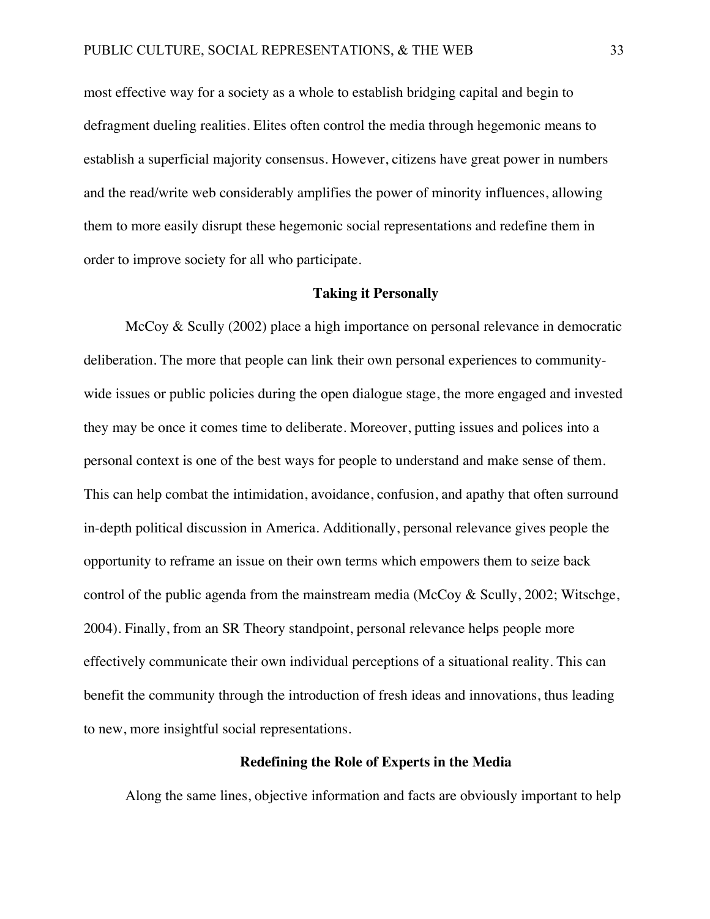most effective way for a society as a whole to establish bridging capital and begin to defragment dueling realities. Elites often control the media through hegemonic means to establish a superficial majority consensus. However, citizens have great power in numbers and the read/write web considerably amplifies the power of minority influences, allowing them to more easily disrupt these hegemonic social representations and redefine them in order to improve society for all who participate.

## Taking it Personally

McCoy & Scully (2002) place a high importance on personal relevance in democratic deliberation. The more that people can link their own personal experiences to community-wide issues or public policies during the open dialogue stage, the more engaged and invested they may be once it comes time to deliberate. Moreover, putting issues and polices into a personal context is one of the best ways for people to understand and make sense of them. This can help combat the intimidation, avoidance, confusion, and apathy that often surround in-depth political discussion in America. Additionally, personal relevance gives people the opportunity to reframe an issue on their own terms which empowers them to seize back control of the public agenda from the mainstream media (McCoy & Scully, 2002; Witschge, 2004). Finally, from an SR Theory standpoint, personal relevance helps people more effectively communicate their own individual perceptions of a situational reality. This can benefit the community through the introduction of fresh ideas and innovations, thus leading to new, more insightful social representations.

## Redefining the Role of Experts in the Media

Along the same lines, objective information and facts are obviously important to help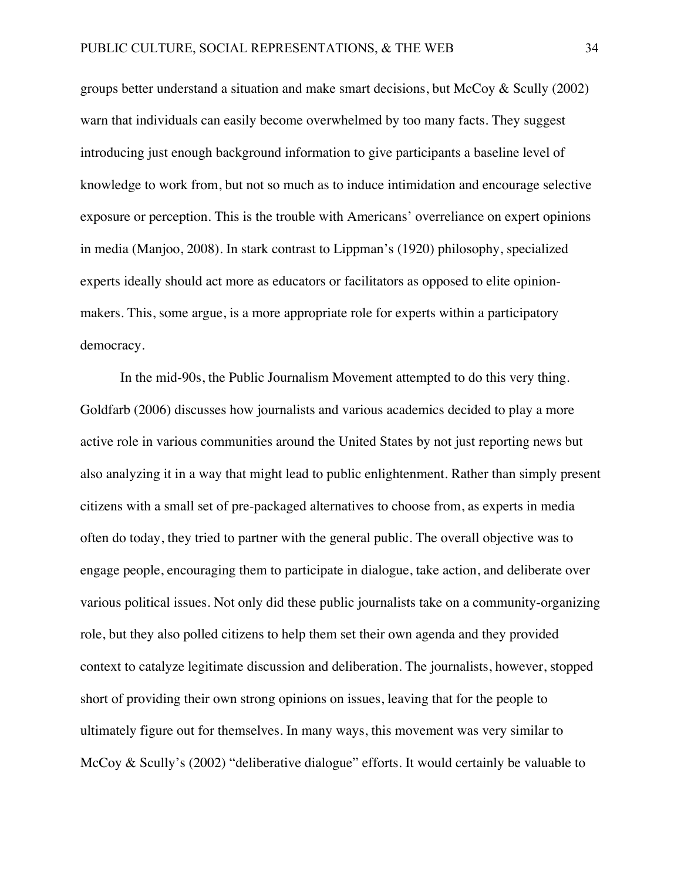groups better understand a situation and make smart decisions, but McCoy & Scully (2002) warn that individuals can easily become overwhelmed by too many facts. They suggest introducing just enough background information to give participants a baseline level of knowledge to work from, but not so much as to induce intimidation and encourage selective exposure or perception. This is the trouble with Americans' overreliance on expert opinions in media (Manjoo, 2008). In stark contrast to Lippman's (1920) philosophy, specialized experts ideally should act more as educators or facilitators as opposed to elite opinion-makers. This, some argue, is a more appropriate role for experts within a participatory democracy.

In the mid-90s, the Public Journalism Movement attempted to do this very thing. Goldfarb (2006) discusses how journalists and various academics decided to play a more active role in various communities around the United States by not just reporting news but also analyzing it in a way that might lead to public enlightenment. Rather than simply present citizens with a small set of pre-packaged alternatives to choose from, as experts in media often do today, they tried to partner with the general public. The overall objective was to engage people, encouraging them to participate in dialogue, take action, and deliberate over various political issues. Not only did these public journalists take on a community-organizing role, but they also polled citizens to help them set their own agenda and they provided context to catalyze legitimate discussion and deliberation. The journalists, however, stopped short of providing their own strong opinions on issues, leaving that for the people to ultimately figure out for themselves. In many ways, this movement was very similar to McCoy & Scully's (2002) "deliberative dialogue" efforts. It would certainly be valuable to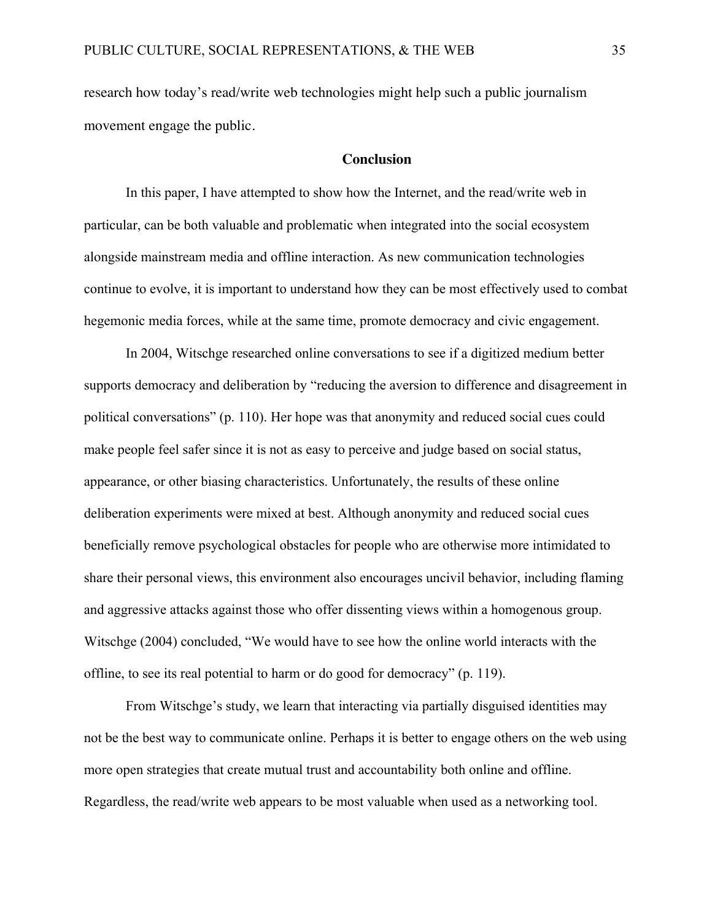research how today's read/write web technologies might help such a public journalism movement engage the public.

## Conclusion

In this paper, I have attempted to show how the Internet, and the read/write web in particular, can be both valuable and problematic when integrated into the social ecosystem alongside mainstream media and offline interaction. As new communication technologies continue to evolve, it is important to understand how they can be most effectively used to combat hegemonic media forces, while at the same time, promote democracy and civic engagement.

In 2004, Witschge researched online conversations to see if a digitized medium better supports democracy and deliberation by "reducing the aversion to difference and disagreement in political conversations" (p. 110). Her hope was that anonymity and reduced social cues could make people feel safer since it is not as easy to perceive and judge based on social status, appearance, or other biasing characteristics. Unfortunately, the results of these online deliberation experiments were mixed at best. Although anonymity and reduced social cues beneficially remove psychological obstacles for people who are otherwise more intimidated to share their personal views, this environment also encourages uncivil behavior, including flaming and aggressive attacks against those who offer dissenting views within a homogenous group. Witschge (2004) concluded, "We would have to see how the online world interacts with the offline, to see its real potential to harm or do good for democracy" (p. 119).

From Witschge's study, we learn that interacting via partially disguised identities may not be the best way to communicate online. Perhaps it is better to engage others on the web using more open strategies that create mutual trust and accountability both online and offline. Regardless, the read/write web appears to be most valuable when used as a networking tool.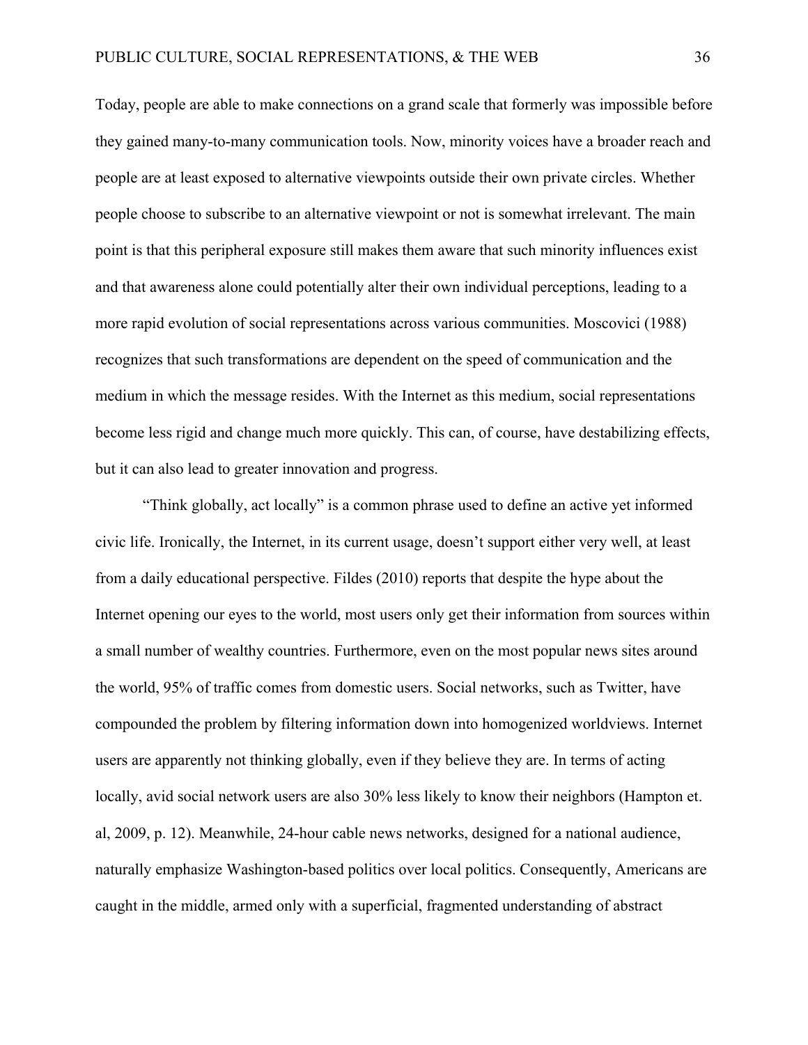Today, people are able to make connections on a grand scale that formerly was impossible before they gained many-to-many communication tools. Now, minority voices have a broader reach and people are at least exposed to alternative viewpoints outside their own private circles. Whether people choose to subscribe to an alternative viewpoint or not is somewhat irrelevant. The main point is that this peripheral exposure still makes them aware that such minority influences exist and that awareness alone could potentially alter their own individual perceptions, leading to a more rapid evolution of social representations across various communities. Moscovici (1988) recognizes that such transformations are dependent on the speed of communication and the medium in which the message resides. With the Internet as this medium, social representations become less rigid and change much more quickly. This can, of course, have destabilizing effects, but it can also lead to greater innovation and progress.

"Think globally, act locally" is a common phrase used to define an active yet informed civic life. Ironically, the Internet, in its current usage, doesn't support either very well, at least from a daily educational perspective. Fildes (2010) reports that despite the hype about the Internet opening our eyes to the world, most users only get their information from sources within a small number of wealthy countries. Furthermore, even on the most popular news sites around the world, 95% of traffic comes from domestic users. Social networks, such as Twitter, have compounded the problem by filtering information down into homogenized worldviews. Internet users are apparently not thinking globally, even if they believe they are. In terms of acting locally, avid social network users are also 30% less likely to know their neighbors (Hampton et. al, 2009, p. 12). Meanwhile, 24-hour cable news networks, designed for a national audience, naturally emphasize Washington-based politics over local politics. Consequently, Americans are caught in the middle, armed only with a superficial, fragmented understanding of abstract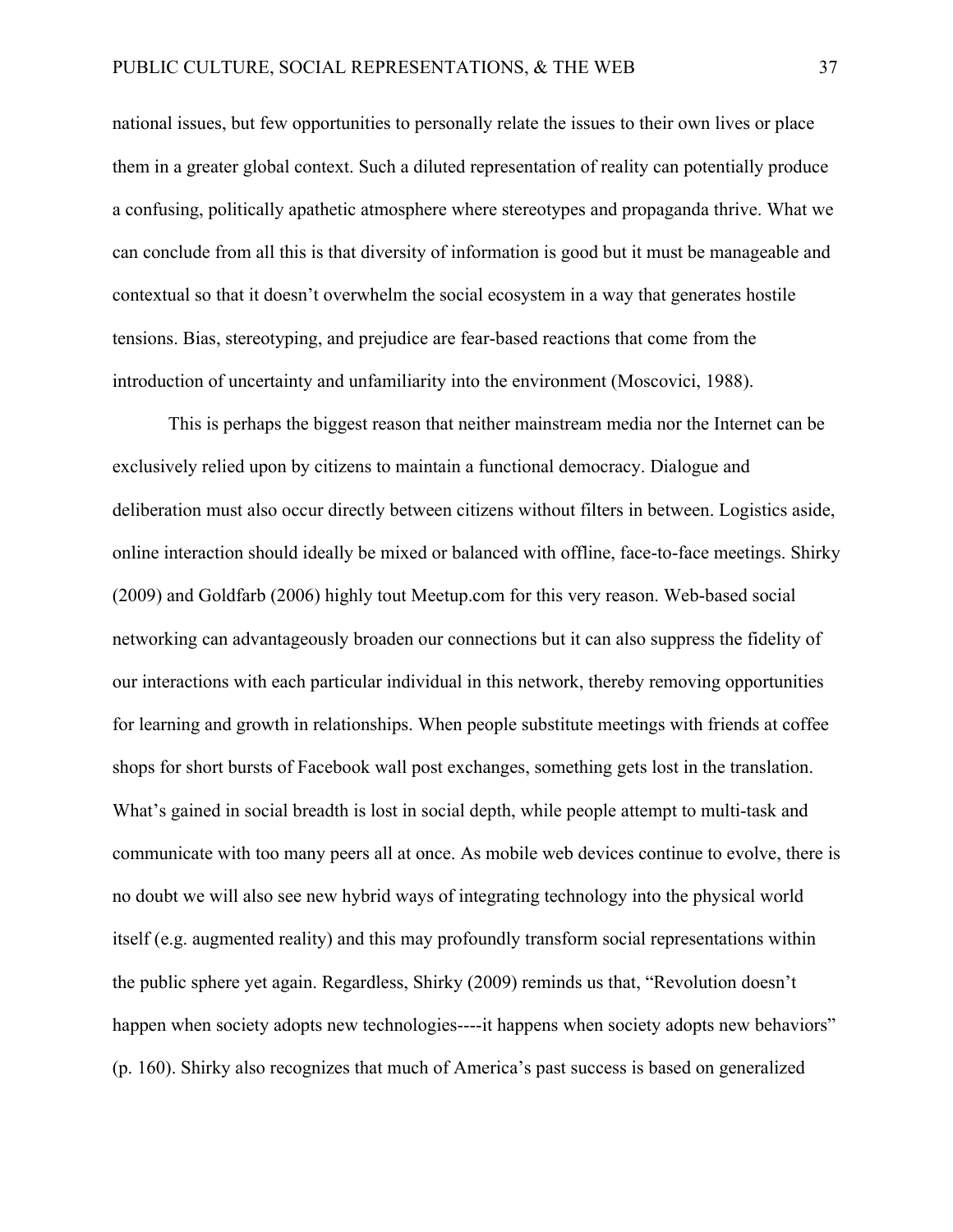national issues, but few opportunities to personally relate the issues to their own lives or place them in a greater global context. Such a diluted representation of reality can potentially produce a confusing, politically apathetic atmosphere where stereotypes and propaganda thrive. What we can conclude from all this is that diversity of information is good but it must be manageable and contextual so that it doesn't overwhelm the social ecosystem in a way that generates hostile tensions. Bias, stereotyping, and prejudice are fear-based reactions that come from the introduction of uncertainty and unfamiliarity into the environment (Moscovici, 1988).

This is perhaps the biggest reason that neither mainstream media nor the Internet can be exclusively relied upon by citizens to maintain a functional democracy. Dialogue and deliberation must also occur directly between citizens without filters in between. Logistics aside, online interaction should ideally be mixed or balanced with offline, face-to-face meetings. Shirky (2009) and Goldfarb (2006) highly tout Meetup.com for this very reason. Web-based social networking can advantageously broaden our connections but it can also suppress the fidelity of our interactions with each particular individual in this network, thereby removing opportunities for learning and growth in relationships. When people substitute meetings with friends at coffee shops for short bursts of Facebook wall post exchanges, something gets lost in the translation. What's gained in social breadth is lost in social depth, while people attempt to multi-task and communicate with too many peers all at once. As mobile web devices continue to evolve, there is no doubt we will also see new hybrid ways of integrating technology into the physical world itself (e.g. augmented reality) and this may profoundly transform social representations within the public sphere yet again. Regardless, Shirky (2009) reminds us that, "Revolution doesn't happen when society adopts new technologies----it happens when society adopts new behaviors" (p. 160). Shirky also recognizes that much of America's past success is based on generalized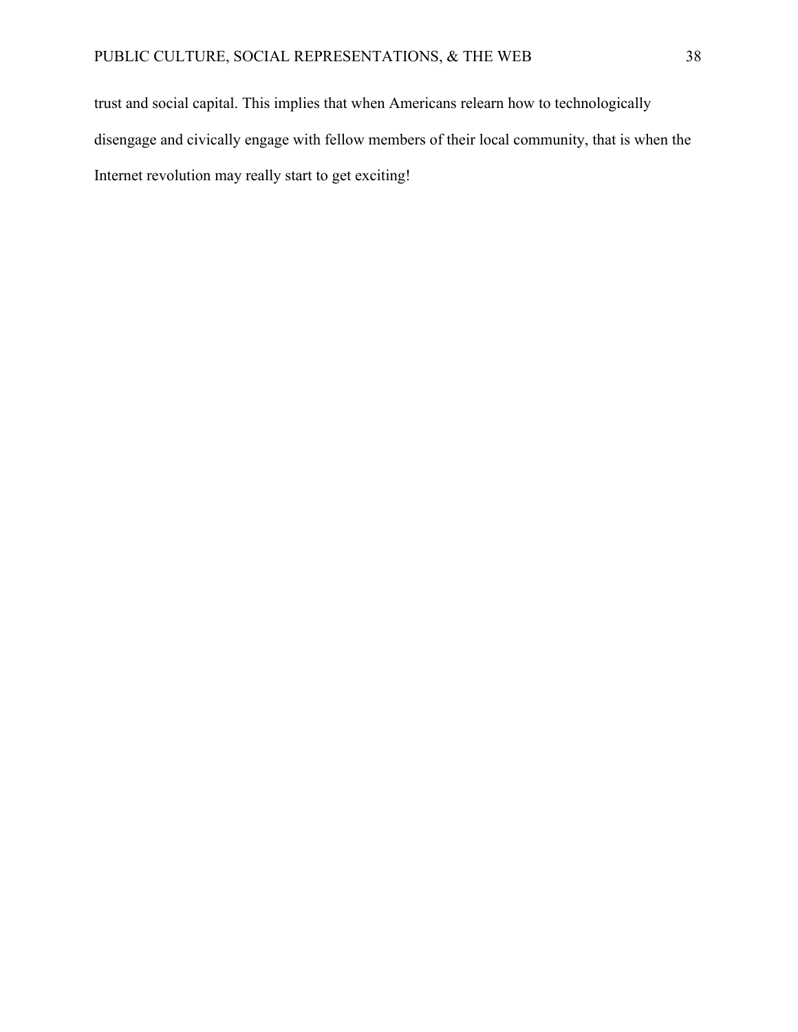trust and social capital. This implies that when Americans relearn how to technologically disengage and civically engage with fellow members of their local community, that is when the Internet revolution may really start to get exciting!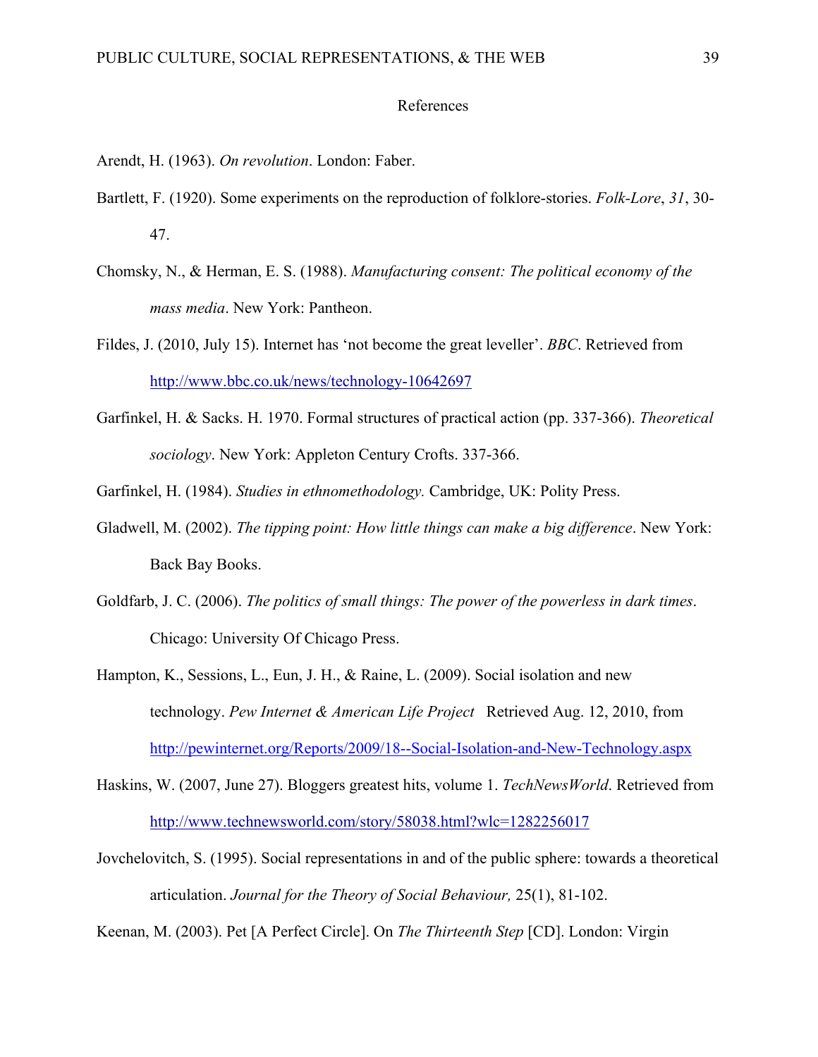# References

Arendt, H. (1963). *On revolution*. London: Faber.

Bartlett, F. (1920). Some experiments on the reproduction of folklore-stories. *Folk-Lore*, *31*, 30-47.

Chomsky, N., & Herman, E. S. (1988). *Manufacturing consent: The political economy of the mass media*. New York: Pantheon.

Fildes, J. (2010, July 15). Internet has 'not become the great leveller'. *BBC*. Retrieved from http://www.bbc.co.uk/news/technology-10642697

Garfinkel, H. & Sacks. H. 1970. Formal structures of practical action (pp. 337-366). *Theoretical sociology*. New York: Appleton Century Crofts. 337-366.

Garfinkel, H. (1984). *Studies in ethnomethodology.* Cambridge, UK: Polity Press.

Gladwell, M. (2002). *The tipping point: How little things can make a big difference*. New York: Back Bay Books.

Goldfarb, J. C. (2006). *The politics of small things: The power of the powerless in dark times*. Chicago: University Of Chicago Press.

Hampton, K., Sessions, L., Eun, J. H., & Raine, L. (2009). Social isolation and new technology. *Pew Internet & American Life Project* Retrieved Aug. 12, 2010, from http://pewinternet.org/Reports/2009/18--Social-Isolation-and-New-Technology.aspx

Haskins, W. (2007, June 27). Bloggers greatest hits, volume 1. *TechNewsWorld*. Retrieved from http://www.technewsworld.com/story/58038.html?wlc=1282256017

Jovchelovitch, S. (1995). Social representations in and of the public sphere: towards a theoretical articulation. *Journal for the Theory of Social Behaviour,* 25(1), 81-102.

Keenan, M. (2003). Pet [A Perfect Circle]. On *The Thirteenth Step* [CD]. London: Virgin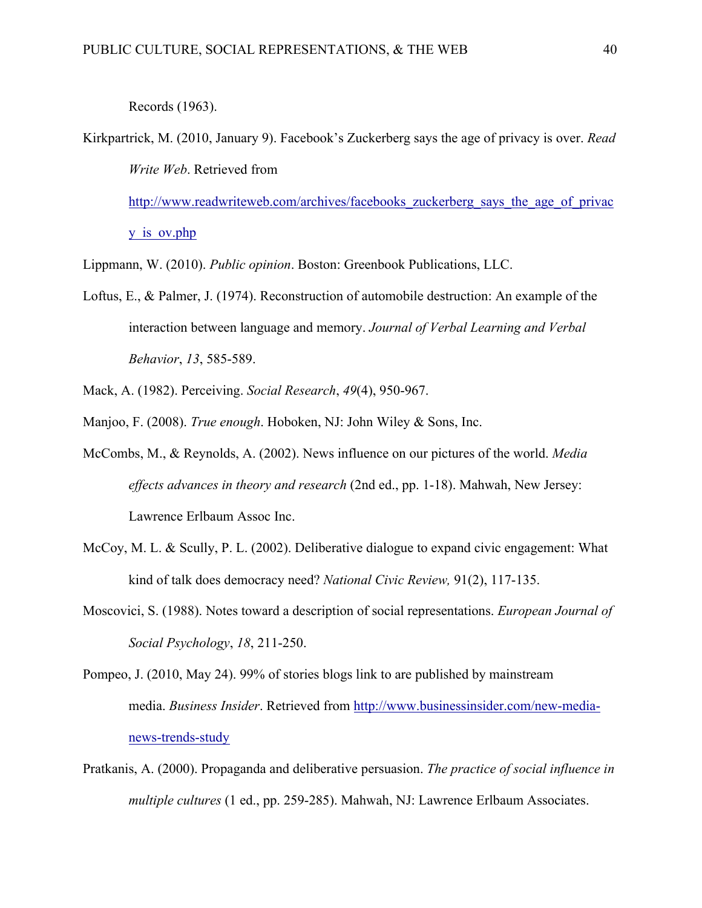Records (1963).

Kirkpartrick, M. (2010, January 9). Facebook's Zuckerberg says the age of privacy is over. *Read Write Web*. Retrieved from http://www.readwriteweb.com/archives/facebooks_zuckerberg_says_the_age_of_privacy_is_ov.php

Lippmann, W. (2010). *Public opinion*. Boston: Greenbook Publications, LLC.

Loftus, E., & Palmer, J. (1974). Reconstruction of automobile destruction: An example of the interaction between language and memory. *Journal of Verbal Learning and Verbal Behavior*, *13*, 585-589.

Mack, A. (1982). Perceiving. *Social Research*, *49*(4), 950-967.

Manjoo, F. (2008). *True enough*. Hoboken, NJ: John Wiley & Sons, Inc.

McCombs, M., & Reynolds, A. (2002). News influence on our pictures of the world. *Media effects advances in theory and research* (2nd ed., pp. 1-18). Mahwah, New Jersey: Lawrence Erlbaum Assoc Inc.

McCoy, M. L. & Scully, P. L. (2002). Deliberative dialogue to expand civic engagement: What kind of talk does democracy need? *National Civic Review,* 91(2), 117-135.

Moscovici, S. (1988). Notes toward a description of social representations. *European Journal of Social Psychology*, *18*, 211-250.

Pompeo, J. (2010, May 24). 99% of stories blogs link to are published by mainstream media. *Business Insider*. Retrieved from http://www.businessinsider.com/new-media-news-trends-study

Pratkanis, A. (2000). Propaganda and deliberative persuasion. *The practice of social influence in multiple cultures* (1 ed., pp. 259-285). Mahwah, NJ: Lawrence Erlbaum Associates.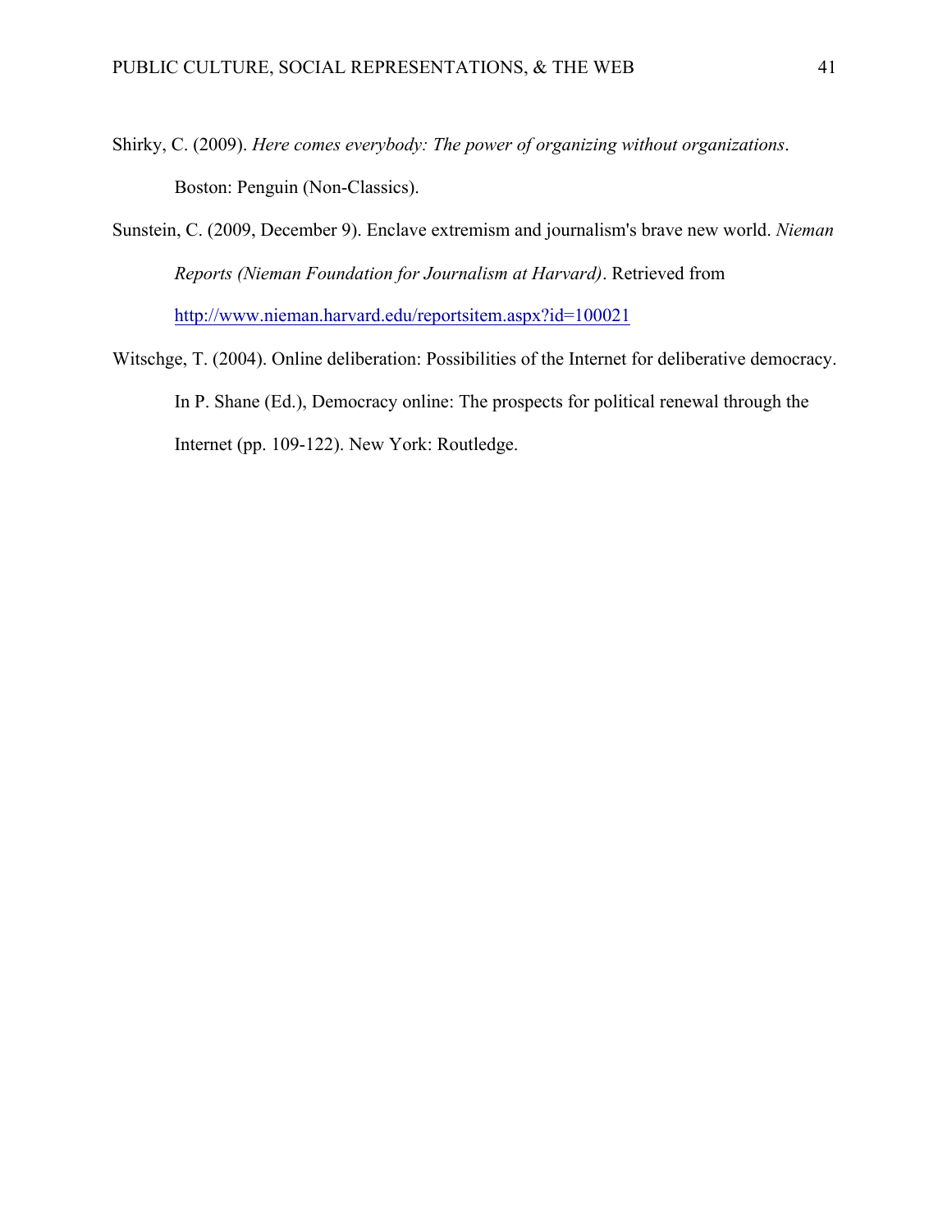Shirky, C. (2009). *Here comes everybody: The power of organizing without organizations*. Boston: Penguin (Non-Classics).

Sunstein, C. (2009, December 9). Enclave extremism and journalism's brave new world. *Nieman Reports (Nieman Foundation for Journalism at Harvard)*. Retrieved from http://www.nieman.harvard.edu/reportsitem.aspx?id=100021

Witschge, T. (2004). Online deliberation: Possibilities of the Internet for deliberative democracy. In P. Shane (Ed.), Democracy online: The prospects for political renewal through the Internet (pp. 109-122). New York: Routledge.